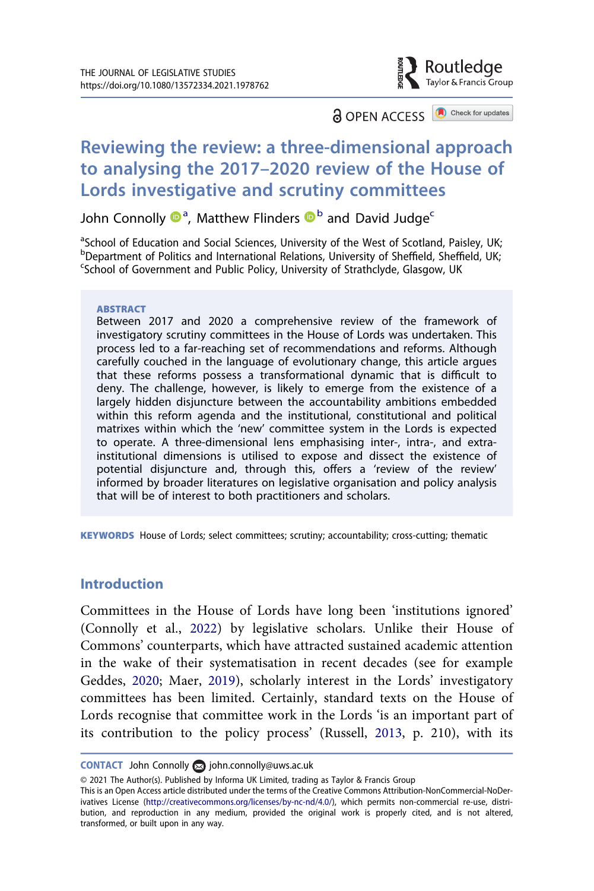THE JOURNAL OF LEGISLATIVE STUDIES
https://doi.org/10.1080/13572334.2021.1978762

OPEN ACCESS

# Reviewing the review: a three-dimensional approach to analysing the 2017–2020 review of the House of Lords investigative and scrutiny committees

John Connolly[a], Matthew Flinders[b] and David Judge[c]

[a]School of Education and Social Sciences, University of the West of Scotland, Paisley, UK; [b]Department of Politics and International Relations, University of Sheffield, Sheffield, UK; [c]School of Government and Public Policy, University of Strathclyde, Glasgow, UK

**ABSTRACT**

Between 2017 and 2020 a comprehensive review of the framework of investigatory scrutiny committees in the House of Lords was undertaken. This process led to a far-reaching set of recommendations and reforms. Although carefully couched in the language of evolutionary change, this article argues that these reforms possess a transformational dynamic that is difficult to deny. The challenge, however, is likely to emerge from the existence of a largely hidden disjuncture between the accountability ambitions embedded within this reform agenda and the institutional, constitutional and political matrixes within which the 'new' committee system in the Lords is expected to operate. A three-dimensional lens emphasising inter-, intra-, and extra-institutional dimensions is utilised to expose and dissect the existence of potential disjuncture and, through this, offers a 'review of the review' informed by broader literatures on legislative organisation and policy analysis that will be of interest to both practitioners and scholars.

**KEYWORDS** House of Lords; select committees; scrutiny; accountability; cross-cutting; thematic

## Introduction

Committees in the House of Lords have long been 'institutions ignored' (Connolly et al., 2022) by legislative scholars. Unlike their House of Commons' counterparts, which have attracted sustained academic attention in the wake of their systematisation in recent decades (see for example Geddes, 2020; Maer, 2019), scholarly interest in the Lords' investigatory committees has been limited. Certainly, standard texts on the House of Lords recognise that committee work in the Lords 'is an important part of its contribution to the policy process' (Russell, 2013, p. 210), with its

**CONTACT** John Connolly john.connolly@uws.ac.uk

© 2021 The Author(s). Published by Informa UK Limited, trading as Taylor & Francis Group
This is an Open Access article distributed under the terms of the Creative Commons Attribution-NonCommercial-NoDerivatives License (http://creativecommons.org/licenses/by-nc-nd/4.0/), which permits non-commercial re-use, distribution, and reproduction in any medium, provided the original work is properly cited, and is not altered, transformed, or built upon in any way.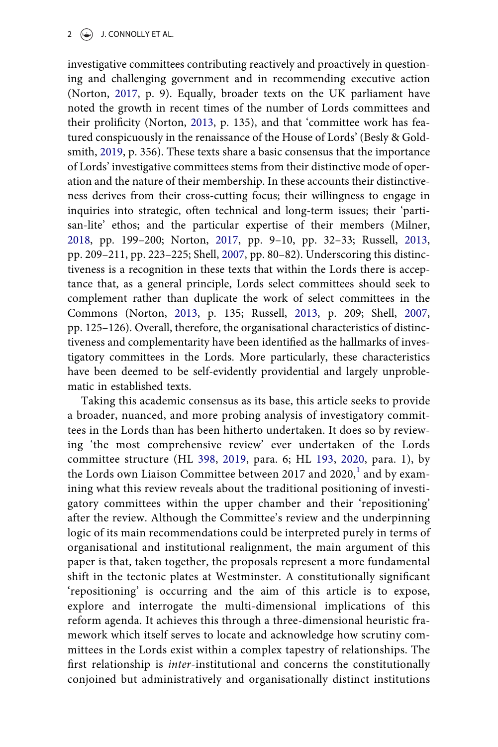investigative committees contributing reactively and proactively in questioning and challenging government and in recommending executive action (Norton, 2017, p. 9). Equally, broader texts on the UK parliament have noted the growth in recent times of the number of Lords committees and their prolificity (Norton, 2013, p. 135), and that 'committee work has featured conspicuously in the renaissance of the House of Lords' (Besly & Goldsmith, 2019, p. 356). These texts share a basic consensus that the importance of Lords' investigative committees stems from their distinctive mode of operation and the nature of their membership. In these accounts their distinctiveness derives from their cross-cutting focus; their willingness to engage in inquiries into strategic, often technical and long-term issues; their 'partisan-lite' ethos; and the particular expertise of their members (Milner, 2018, pp. 199–200; Norton, 2017, pp. 9–10, pp. 32–33; Russell, 2013, pp. 209–211, pp. 223–225; Shell, 2007, pp. 80–82). Underscoring this distinctiveness is a recognition in these texts that within the Lords there is acceptance that, as a general principle, Lords select committees should seek to complement rather than duplicate the work of select committees in the Commons (Norton, 2013, p. 135; Russell, 2013, p. 209; Shell, 2007, pp. 125–126). Overall, therefore, the organisational characteristics of distinctiveness and complementarity have been identified as the hallmarks of investigatory committees in the Lords. More particularly, these characteristics have been deemed to be self-evidently providential and largely unproblematic in established texts.

Taking this academic consensus as its base, this article seeks to provide a broader, nuanced, and more probing analysis of investigatory committees in the Lords than has been hitherto undertaken. It does so by reviewing 'the most comprehensive review' ever undertaken of the Lords committee structure (HL 398, 2019, para. 6; HL 193, 2020, para. 1), by the Lords own Liaison Committee between 2017 and 2020,[1] and by examining what this review reveals about the traditional positioning of investigatory committees within the upper chamber and their 'repositioning' after the review. Although the Committee's review and the underpinning logic of its main recommendations could be interpreted purely in terms of organisational and institutional realignment, the main argument of this paper is that, taken together, the proposals represent a more fundamental shift in the tectonic plates at Westminster. A constitutionally significant 'repositioning' is occurring and the aim of this article is to expose, explore and interrogate the multi-dimensional implications of this reform agenda. It achieves this through a three-dimensional heuristic framework which itself serves to locate and acknowledge how scrutiny committees in the Lords exist within a complex tapestry of relationships. The first relationship is *inter*-institutional and concerns the constitutionally conjoined but administratively and organisationally distinct institutions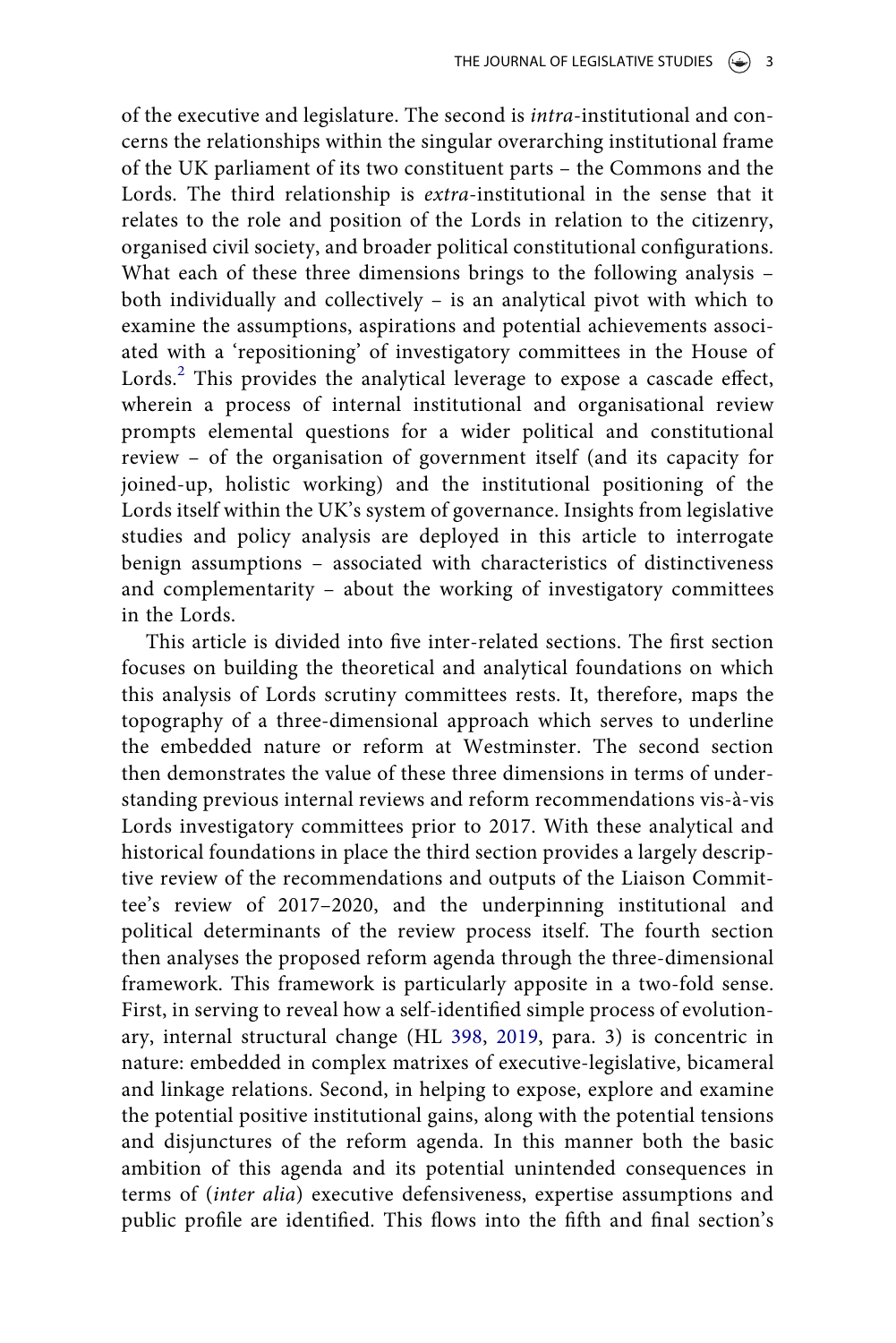of the executive and legislature. The second is *intra*-institutional and concerns the relationships within the singular overarching institutional frame of the UK parliament of its two constituent parts – the Commons and the Lords. The third relationship is *extra*-institutional in the sense that it relates to the role and position of the Lords in relation to the citizenry, organised civil society, and broader political constitutional configurations. What each of these three dimensions brings to the following analysis – both individually and collectively – is an analytical pivot with which to examine the assumptions, aspirations and potential achievements associated with a 'repositioning' of investigatory committees in the House of Lords.[2] This provides the analytical leverage to expose a cascade effect, wherein a process of internal institutional and organisational review prompts elemental questions for a wider political and constitutional review – of the organisation of government itself (and its capacity for joined-up, holistic working) and the institutional positioning of the Lords itself within the UK's system of governance. Insights from legislative studies and policy analysis are deployed in this article to interrogate benign assumptions – associated with characteristics of distinctiveness and complementarity – about the working of investigatory committees in the Lords.

This article is divided into five inter-related sections. The first section focuses on building the theoretical and analytical foundations on which this analysis of Lords scrutiny committees rests. It, therefore, maps the topography of a three-dimensional approach which serves to underline the embedded nature or reform at Westminster. The second section then demonstrates the value of these three dimensions in terms of understanding previous internal reviews and reform recommendations vis-à-vis Lords investigatory committees prior to 2017. With these analytical and historical foundations in place the third section provides a largely descriptive review of the recommendations and outputs of the Liaison Committee's review of 2017–2020, and the underpinning institutional and political determinants of the review process itself. The fourth section then analyses the proposed reform agenda through the three-dimensional framework. This framework is particularly apposite in a two-fold sense. First, in serving to reveal how a self-identified simple process of evolutionary, internal structural change (HL 398, 2019, para. 3) is concentric in nature: embedded in complex matrixes of executive-legislative, bicameral and linkage relations. Second, in helping to expose, explore and examine the potential positive institutional gains, along with the potential tensions and disjunctures of the reform agenda. In this manner both the basic ambition of this agenda and its potential unintended consequences in terms of (*inter alia*) executive defensiveness, expertise assumptions and public profile are identified. This flows into the fifth and final section's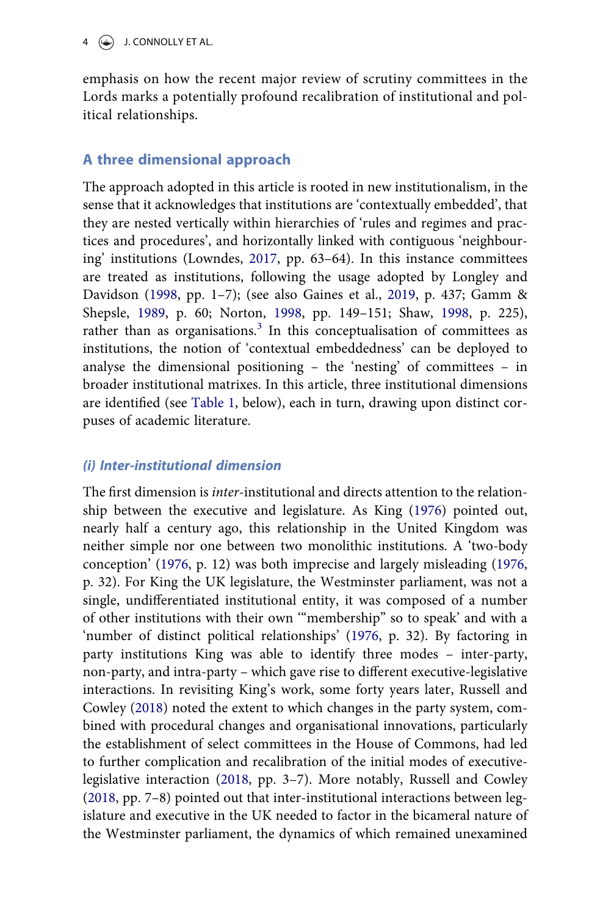emphasis on how the recent major review of scrutiny committees in the Lords marks a potentially profound recalibration of institutional and political relationships.

## A three dimensional approach

The approach adopted in this article is rooted in new institutionalism, in the sense that it acknowledges that institutions are 'contextually embedded', that they are nested vertically within hierarchies of 'rules and regimes and practices and procedures', and horizontally linked with contiguous 'neighbouring' institutions (Lowndes, 2017, pp. 63–64). In this instance committees are treated as institutions, following the usage adopted by Longley and Davidson (1998, pp. 1–7); (see also Gaines et al., 2019, p. 437; Gamm & Shepsle, 1989, p. 60; Norton, 1998, pp. 149–151; Shaw, 1998, p. 225), rather than as organisations.[3] In this conceptualisation of committees as institutions, the notion of 'contextual embeddedness' can be deployed to analyse the dimensional positioning – the 'nesting' of committees – in broader institutional matrixes. In this article, three institutional dimensions are identified (see Table 1, below), each in turn, drawing upon distinct corpuses of academic literature.

### *(i) Inter-institutional dimension*

The first dimension is *inter*-institutional and directs attention to the relationship between the executive and legislature. As King (1976) pointed out, nearly half a century ago, this relationship in the United Kingdom was neither simple nor one between two monolithic institutions. A 'two-body conception' (1976, p. 12) was both imprecise and largely misleading (1976, p. 32). For King the UK legislature, the Westminster parliament, was not a single, undifferentiated institutional entity, it was composed of a number of other institutions with their own '"membership" so to speak' and with a 'number of distinct political relationships' (1976, p. 32). By factoring in party institutions King was able to identify three modes – inter-party, non-party, and intra-party – which gave rise to different executive-legislative interactions. In revisiting King's work, some forty years later, Russell and Cowley (2018) noted the extent to which changes in the party system, combined with procedural changes and organisational innovations, particularly the establishment of select committees in the House of Commons, had led to further complication and recalibration of the initial modes of executive-legislative interaction (2018, pp. 3–7). More notably, Russell and Cowley (2018, pp. 7–8) pointed out that inter-institutional interactions between legislature and executive in the UK needed to factor in the bicameral nature of the Westminster parliament, the dynamics of which remained unexamined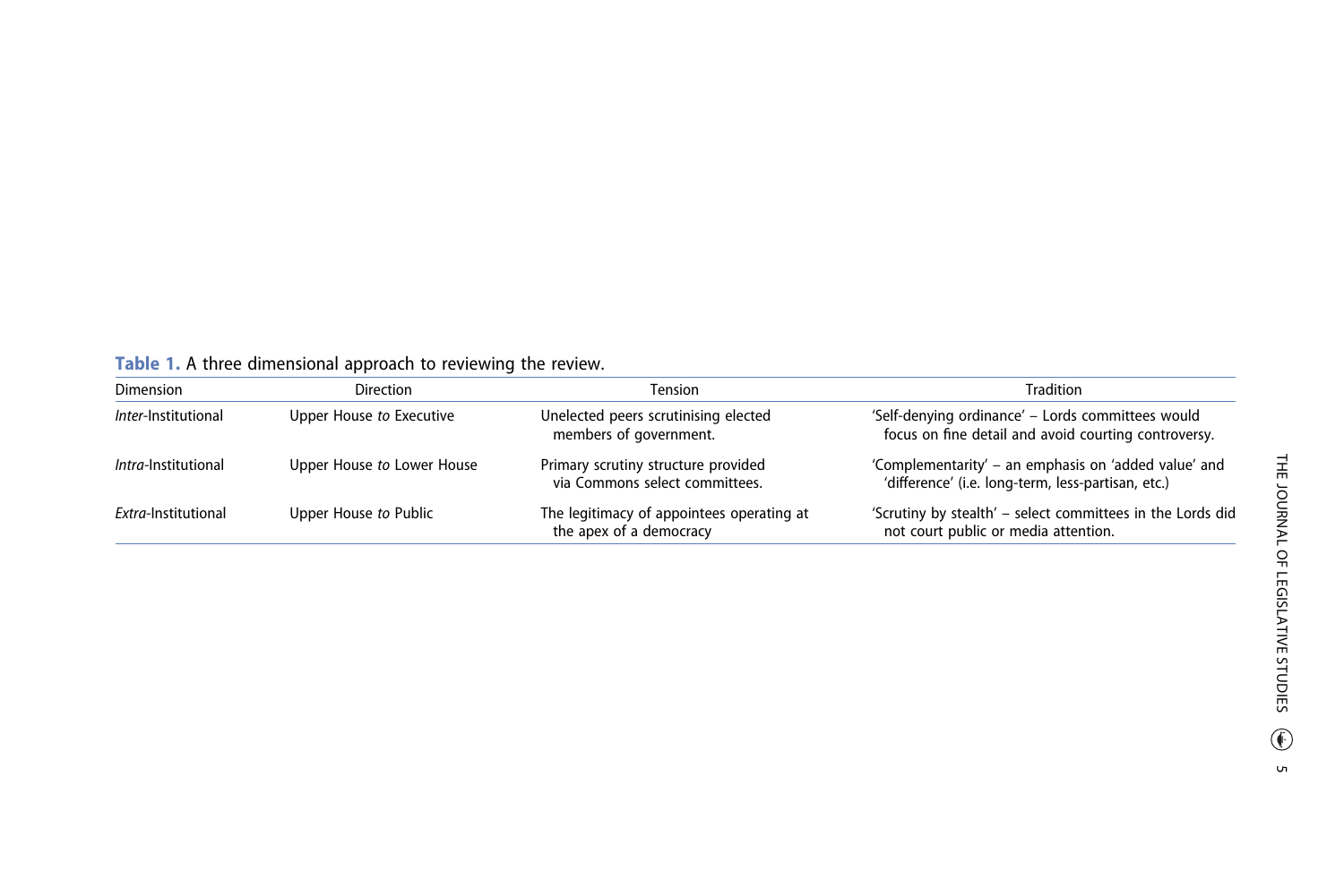**Table 1.** A three dimensional approach to reviewing the review.

| Dimension | Direction | Tension | Tradition |
|---|---|---|---|
| *Inter*-Institutional | Upper House *to* Executive | Unelected peers scrutinising elected members of government. | 'Self-denying ordinance' – Lords committees would focus on fine detail and avoid courting controversy. |
| *Intra*-Institutional | Upper House *to* Lower House | Primary scrutiny structure provided via Commons select committees. | 'Complementarity' – an emphasis on 'added value' and 'difference' (i.e. long-term, less-partisan, etc.) |
| *Extra*-Institutional | Upper House *to* Public | The legitimacy of appointees operating at the apex of a democracy | 'Scrutiny by stealth' – select committees in the Lords did not court public or media attention. |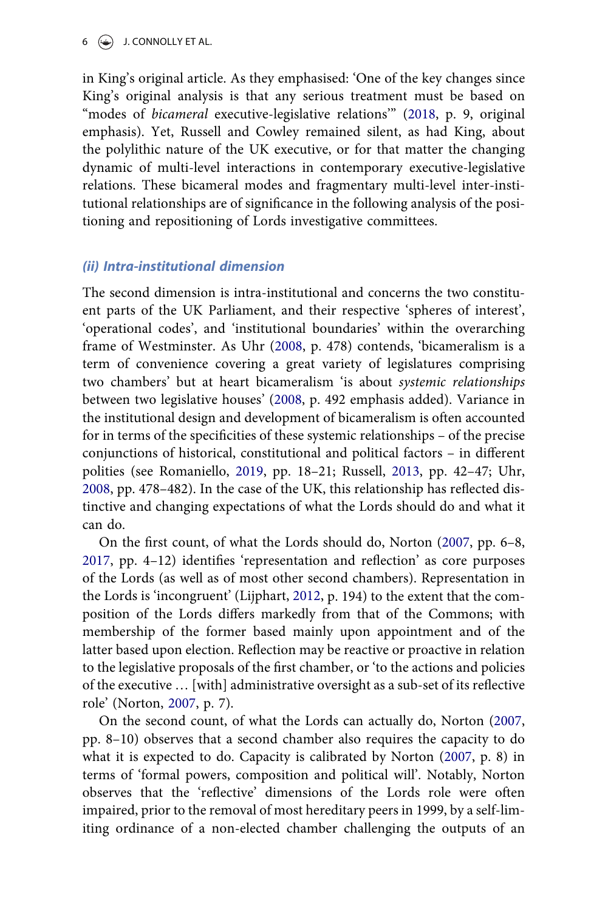in King's original article. As they emphasised: 'One of the key changes since King's original analysis is that any serious treatment must be based on "modes of *bicameral* executive-legislative relations"' (2018, p. 9, original emphasis). Yet, Russell and Cowley remained silent, as had King, about the polylithic nature of the UK executive, or for that matter the changing dynamic of multi-level interactions in contemporary executive-legislative relations. These bicameral modes and fragmentary multi-level inter-institutional relationships are of significance in the following analysis of the positioning and repositioning of Lords investigative committees.

### *(ii) Intra-institutional dimension*

The second dimension is intra-institutional and concerns the two constituent parts of the UK Parliament, and their respective 'spheres of interest', 'operational codes', and 'institutional boundaries' within the overarching frame of Westminster. As Uhr (2008, p. 478) contends, 'bicameralism is a term of convenience covering a great variety of legislatures comprising two chambers' but at heart bicameralism 'is about *systemic relationships* between two legislative houses' (2008, p. 492 emphasis added). Variance in the institutional design and development of bicameralism is often accounted for in terms of the specificities of these systemic relationships – of the precise conjunctions of historical, constitutional and political factors – in different polities (see Romaniello, 2019, pp. 18–21; Russell, 2013, pp. 42–47; Uhr, 2008, pp. 478–482). In the case of the UK, this relationship has reflected distinctive and changing expectations of what the Lords should do and what it can do.

On the first count, of what the Lords should do, Norton (2007, pp. 6–8, 2017, pp. 4–12) identifies 'representation and reflection' as core purposes of the Lords (as well as of most other second chambers). Representation in the Lords is 'incongruent' (Lijphart, 2012, p. 194) to the extent that the composition of the Lords differs markedly from that of the Commons; with membership of the former based mainly upon appointment and of the latter based upon election. Reflection may be reactive or proactive in relation to the legislative proposals of the first chamber, or 'to the actions and policies of the executive … [with] administrative oversight as a sub-set of its reflective role' (Norton, 2007, p. 7).

On the second count, of what the Lords can actually do, Norton (2007, pp. 8–10) observes that a second chamber also requires the capacity to do what it is expected to do. Capacity is calibrated by Norton (2007, p. 8) in terms of 'formal powers, composition and political will'. Notably, Norton observes that the 'reflective' dimensions of the Lords role were often impaired, prior to the removal of most hereditary peers in 1999, by a self-limiting ordinance of a non-elected chamber challenging the outputs of an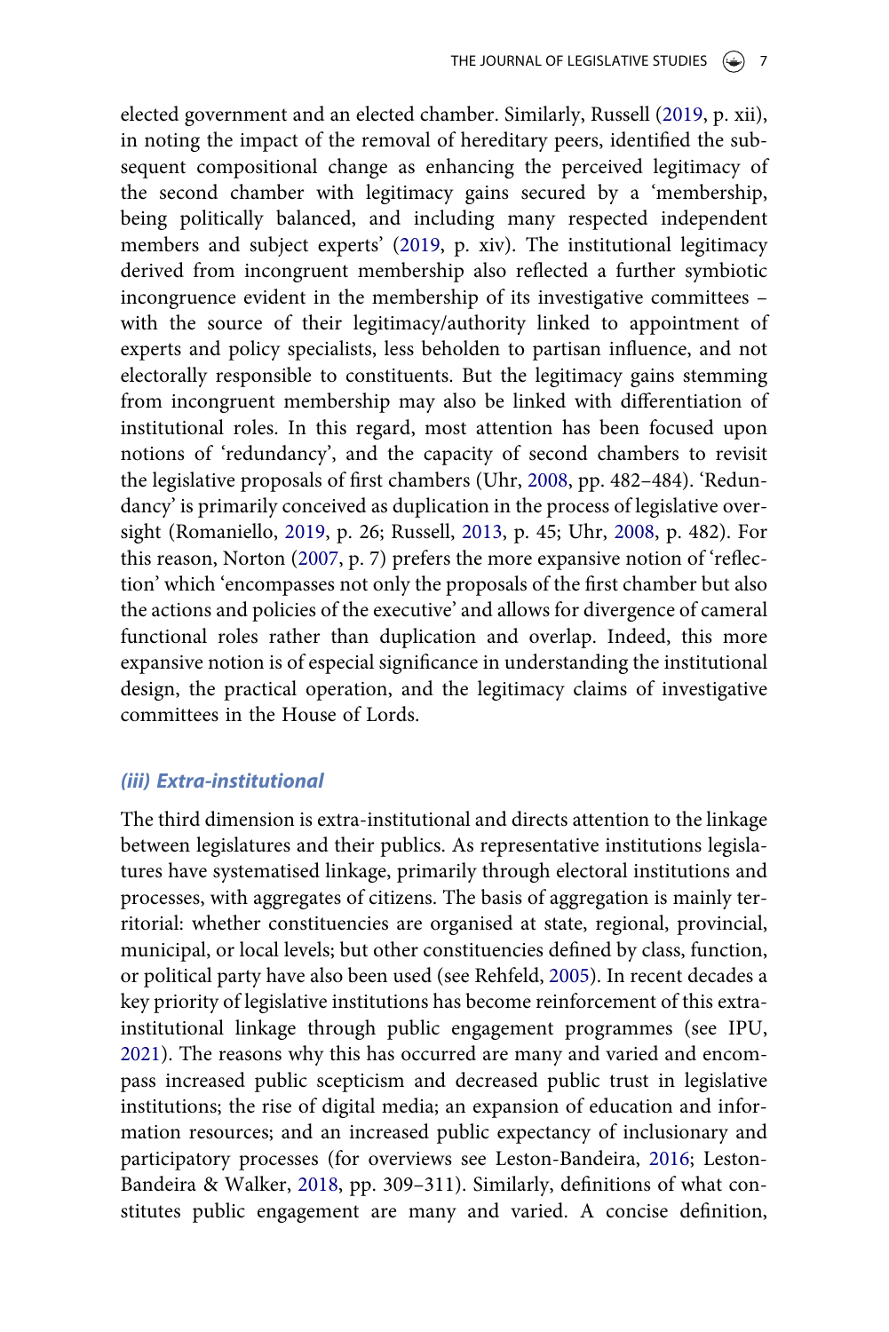elected government and an elected chamber. Similarly, Russell (2019, p. xii), in noting the impact of the removal of hereditary peers, identified the subsequent compositional change as enhancing the perceived legitimacy of the second chamber with legitimacy gains secured by a 'membership, being politically balanced, and including many respected independent members and subject experts' (2019, p. xiv). The institutional legitimacy derived from incongruent membership also reflected a further symbiotic incongruence evident in the membership of its investigative committees – with the source of their legitimacy/authority linked to appointment of experts and policy specialists, less beholden to partisan influence, and not electorally responsible to constituents. But the legitimacy gains stemming from incongruent membership may also be linked with differentiation of institutional roles. In this regard, most attention has been focused upon notions of 'redundancy', and the capacity of second chambers to revisit the legislative proposals of first chambers (Uhr, 2008, pp. 482–484). 'Redundancy' is primarily conceived as duplication in the process of legislative oversight (Romaniello, 2019, p. 26; Russell, 2013, p. 45; Uhr, 2008, p. 482). For this reason, Norton (2007, p. 7) prefers the more expansive notion of 'reflection' which 'encompasses not only the proposals of the first chamber but also the actions and policies of the executive' and allows for divergence of cameral functional roles rather than duplication and overlap. Indeed, this more expansive notion is of especial significance in understanding the institutional design, the practical operation, and the legitimacy claims of investigative committees in the House of Lords.

### *(iii) Extra-institutional*

The third dimension is extra-institutional and directs attention to the linkage between legislatures and their publics. As representative institutions legislatures have systematised linkage, primarily through electoral institutions and processes, with aggregates of citizens. The basis of aggregation is mainly territorial: whether constituencies are organised at state, regional, provincial, municipal, or local levels; but other constituencies defined by class, function, or political party have also been used (see Rehfeld, 2005). In recent decades a key priority of legislative institutions has become reinforcement of this extra-institutional linkage through public engagement programmes (see IPU, 2021). The reasons why this has occurred are many and varied and encompass increased public scepticism and decreased public trust in legislative institutions; the rise of digital media; an expansion of education and information resources; and an increased public expectancy of inclusionary and participatory processes (for overviews see Leston-Bandeira, 2016; Leston-Bandeira & Walker, 2018, pp. 309–311). Similarly, definitions of what constitutes public engagement are many and varied. A concise definition,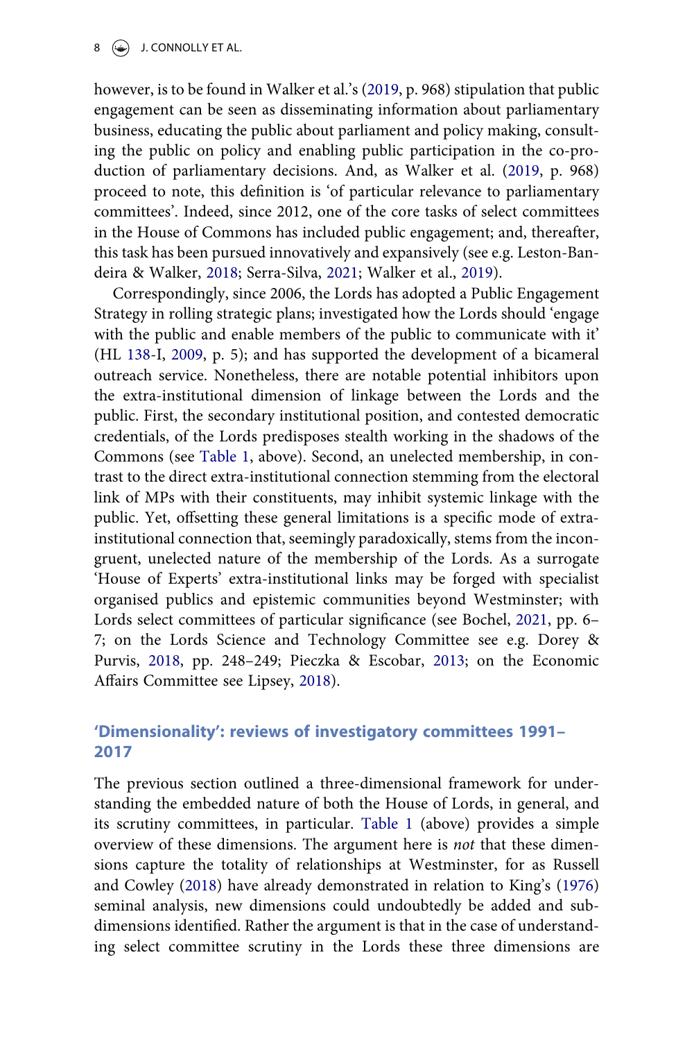however, is to be found in Walker et al.'s (2019, p. 968) stipulation that public engagement can be seen as disseminating information about parliamentary business, educating the public about parliament and policy making, consulting the public on policy and enabling public participation in the co-production of parliamentary decisions. And, as Walker et al. (2019, p. 968) proceed to note, this definition is 'of particular relevance to parliamentary committees'. Indeed, since 2012, one of the core tasks of select committees in the House of Commons has included public engagement; and, thereafter, this task has been pursued innovatively and expansively (see e.g. Leston-Bandeira & Walker, 2018; Serra-Silva, 2021; Walker et al., 2019).

Correspondingly, since 2006, the Lords has adopted a Public Engagement Strategy in rolling strategic plans; investigated how the Lords should 'engage with the public and enable members of the public to communicate with it' (HL 138-I, 2009, p. 5); and has supported the development of a bicameral outreach service. Nonetheless, there are notable potential inhibitors upon the extra-institutional dimension of linkage between the Lords and the public. First, the secondary institutional position, and contested democratic credentials, of the Lords predisposes stealth working in the shadows of the Commons (see Table 1, above). Second, an unelected membership, in contrast to the direct extra-institutional connection stemming from the electoral link of MPs with their constituents, may inhibit systemic linkage with the public. Yet, offsetting these general limitations is a specific mode of extra-institutional connection that, seemingly paradoxically, stems from the incongruent, unelected nature of the membership of the Lords. As a surrogate 'House of Experts' extra-institutional links may be forged with specialist organised publics and epistemic communities beyond Westminster; with Lords select committees of particular significance (see Bochel, 2021, pp. 6–7; on the Lords Science and Technology Committee see e.g. Dorey & Purvis, 2018, pp. 248–249; Pieczka & Escobar, 2013; on the Economic Affairs Committee see Lipsey, 2018).

## 'Dimensionality': reviews of investigatory committees 1991–2017

The previous section outlined a three-dimensional framework for understanding the embedded nature of both the House of Lords, in general, and its scrutiny committees, in particular. Table 1 (above) provides a simple overview of these dimensions. The argument here is *not* that these dimensions capture the totality of relationships at Westminster, for as Russell and Cowley (2018) have already demonstrated in relation to King's (1976) seminal analysis, new dimensions could undoubtedly be added and sub-dimensions identified. Rather the argument is that in the case of understanding select committee scrutiny in the Lords these three dimensions are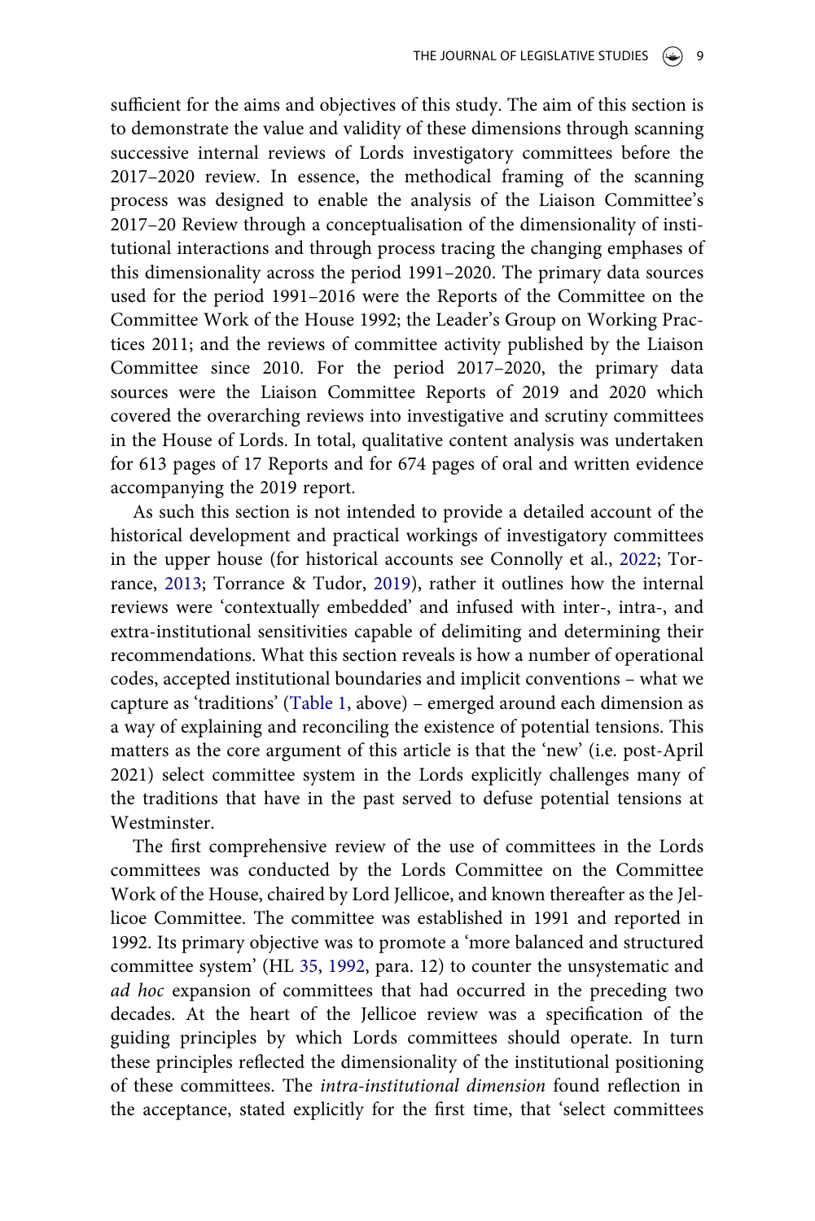sufficient for the aims and objectives of this study. The aim of this section is to demonstrate the value and validity of these dimensions through scanning successive internal reviews of Lords investigatory committees before the 2017–2020 review. In essence, the methodical framing of the scanning process was designed to enable the analysis of the Liaison Committee's 2017–20 Review through a conceptualisation of the dimensionality of institutional interactions and through process tracing the changing emphases of this dimensionality across the period 1991–2020. The primary data sources used for the period 1991–2016 were the Reports of the Committee on the Committee Work of the House 1992; the Leader's Group on Working Practices 2011; and the reviews of committee activity published by the Liaison Committee since 2010. For the period 2017–2020, the primary data sources were the Liaison Committee Reports of 2019 and 2020 which covered the overarching reviews into investigative and scrutiny committees in the House of Lords. In total, qualitative content analysis was undertaken for 613 pages of 17 Reports and for 674 pages of oral and written evidence accompanying the 2019 report.

As such this section is not intended to provide a detailed account of the historical development and practical workings of investigatory committees in the upper house (for historical accounts see Connolly et al., 2022; Torrance, 2013; Torrance & Tudor, 2019), rather it outlines how the internal reviews were 'contextually embedded' and infused with inter-, intra-, and extra-institutional sensitivities capable of delimiting and determining their recommendations. What this section reveals is how a number of operational codes, accepted institutional boundaries and implicit conventions – what we capture as 'traditions' (Table 1, above) – emerged around each dimension as a way of explaining and reconciling the existence of potential tensions. This matters as the core argument of this article is that the 'new' (i.e. post-April 2021) select committee system in the Lords explicitly challenges many of the traditions that have in the past served to defuse potential tensions at Westminster.

The first comprehensive review of the use of committees in the Lords committees was conducted by the Lords Committee on the Committee Work of the House, chaired by Lord Jellicoe, and known thereafter as the Jellicoe Committee. The committee was established in 1991 and reported in 1992. Its primary objective was to promote a 'more balanced and structured committee system' (HL 35, 1992, para. 12) to counter the unsystematic and *ad hoc* expansion of committees that had occurred in the preceding two decades. At the heart of the Jellicoe review was a specification of the guiding principles by which Lords committees should operate. In turn these principles reflected the dimensionality of the institutional positioning of these committees. The *intra-institutional dimension* found reflection in the acceptance, stated explicitly for the first time, that 'select committees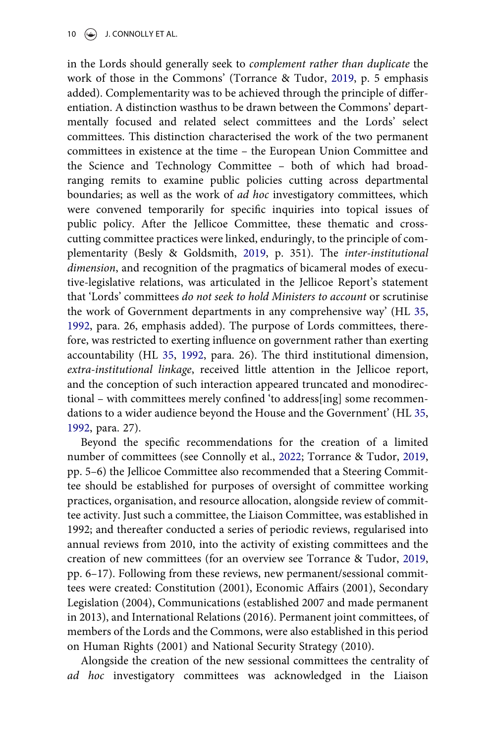in the Lords should generally seek to *complement rather than duplicate* the work of those in the Commons' (Torrance & Tudor, 2019, p. 5 emphasis added). Complementarity was to be achieved through the principle of differentiation. A distinction wasthus to be drawn between the Commons' departmentally focused and related select committees and the Lords' select committees. This distinction characterised the work of the two permanent committees in existence at the time – the European Union Committee and the Science and Technology Committee – both of which had broad-ranging remits to examine public policies cutting across departmental boundaries; as well as the work of *ad hoc* investigatory committees, which were convened temporarily for specific inquiries into topical issues of public policy. After the Jellicoe Committee, these thematic and cross-cutting committee practices were linked, enduringly, to the principle of complementarity (Besly & Goldsmith, 2019, p. 351). The *inter-institutional dimension*, and recognition of the pragmatics of bicameral modes of executive-legislative relations, was articulated in the Jellicoe Report's statement that 'Lords' committees *do not seek to hold Ministers to account* or scrutinise the work of Government departments in any comprehensive way' (HL 35, 1992, para. 26, emphasis added). The purpose of Lords committees, therefore, was restricted to exerting influence on government rather than exerting accountability (HL 35, 1992, para. 26). The third institutional dimension, *extra-institutional linkage*, received little attention in the Jellicoe report, and the conception of such interaction appeared truncated and monodirectional – with committees merely confined 'to address[ing] some recommendations to a wider audience beyond the House and the Government' (HL 35, 1992, para. 27).

Beyond the specific recommendations for the creation of a limited number of committees (see Connolly et al., 2022; Torrance & Tudor, 2019, pp. 5–6) the Jellicoe Committee also recommended that a Steering Committee should be established for purposes of oversight of committee working practices, organisation, and resource allocation, alongside review of committee activity. Just such a committee, the Liaison Committee, was established in 1992; and thereafter conducted a series of periodic reviews, regularised into annual reviews from 2010, into the activity of existing committees and the creation of new committees (for an overview see Torrance & Tudor, 2019, pp. 6–17). Following from these reviews, new permanent/sessional committees were created: Constitution (2001), Economic Affairs (2001), Secondary Legislation (2004), Communications (established 2007 and made permanent in 2013), and International Relations (2016). Permanent joint committees, of members of the Lords and the Commons, were also established in this period on Human Rights (2001) and National Security Strategy (2010).

Alongside the creation of the new sessional committees the centrality of *ad hoc* investigatory committees was acknowledged in the Liaison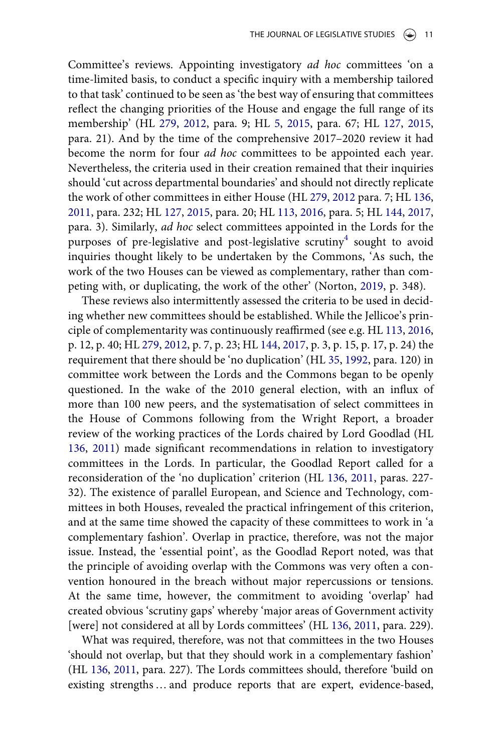Committee's reviews. Appointing investigatory *ad hoc* committees 'on a time-limited basis, to conduct a specific inquiry with a membership tailored to that task' continued to be seen as 'the best way of ensuring that committees reflect the changing priorities of the House and engage the full range of its membership' (HL 279, 2012, para. 9; HL 5, 2015, para. 67; HL 127, 2015, para. 21). And by the time of the comprehensive 2017–2020 review it had become the norm for four *ad hoc* committees to be appointed each year. Nevertheless, the criteria used in their creation remained that their inquiries should 'cut across departmental boundaries' and should not directly replicate the work of other committees in either House (HL 279, 2012 para. 7; HL 136, 2011, para. 232; HL 127, 2015, para. 20; HL 113, 2016, para. 5; HL 144, 2017, para. 3). Similarly, *ad hoc* select committees appointed in the Lords for the purposes of pre-legislative and post-legislative scrutiny[4] sought to avoid inquiries thought likely to be undertaken by the Commons, 'As such, the work of the two Houses can be viewed as complementary, rather than competing with, or duplicating, the work of the other' (Norton, 2019, p. 348).

These reviews also intermittently assessed the criteria to be used in deciding whether new committees should be established. While the Jellicoe's principle of complementarity was continuously reaffirmed (see e.g. HL 113, 2016, p. 12, p. 40; HL 279, 2012, p. 7, p. 23; HL 144, 2017, p. 3, p. 15, p. 17, p. 24) the requirement that there should be 'no duplication' (HL 35, 1992, para. 120) in committee work between the Lords and the Commons began to be openly questioned. In the wake of the 2010 general election, with an influx of more than 100 new peers, and the systematisation of select committees in the House of Commons following from the Wright Report, a broader review of the working practices of the Lords chaired by Lord Goodlad (HL 136, 2011) made significant recommendations in relation to investigatory committees in the Lords. In particular, the Goodlad Report called for a reconsideration of the 'no duplication' criterion (HL 136, 2011, paras. 227-32). The existence of parallel European, and Science and Technology, committees in both Houses, revealed the practical infringement of this criterion, and at the same time showed the capacity of these committees to work in 'a complementary fashion'. Overlap in practice, therefore, was not the major issue. Instead, the 'essential point', as the Goodlad Report noted, was that the principle of avoiding overlap with the Commons was very often a convention honoured in the breach without major repercussions or tensions. At the same time, however, the commitment to avoiding 'overlap' had created obvious 'scrutiny gaps' whereby 'major areas of Government activity [were] not considered at all by Lords committees' (HL 136, 2011, para. 229).

What was required, therefore, was not that committees in the two Houses 'should not overlap, but that they should work in a complementary fashion' (HL 136, 2011, para. 227). The Lords committees should, therefore 'build on existing strengths … and produce reports that are expert, evidence-based,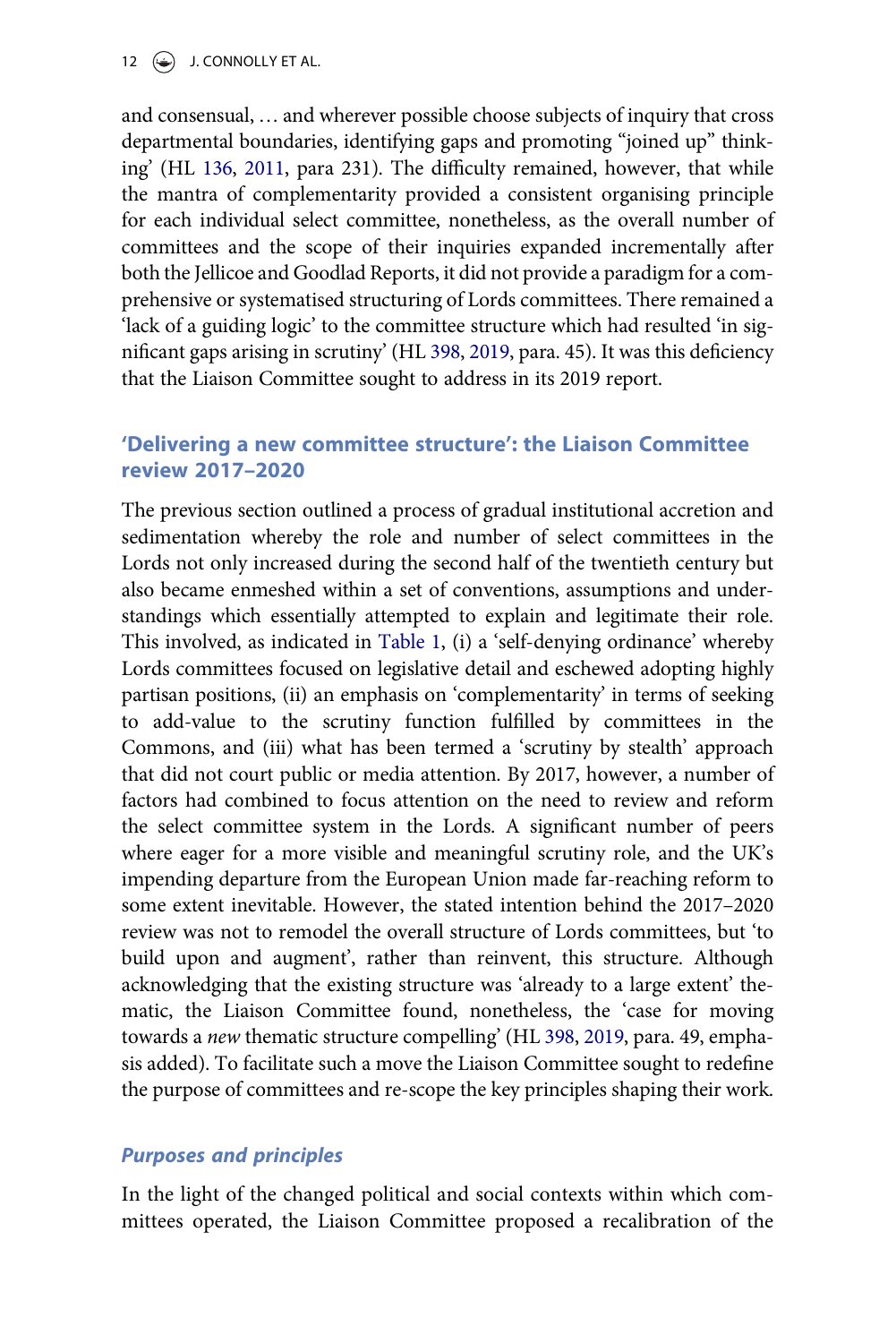and consensual, … and wherever possible choose subjects of inquiry that cross departmental boundaries, identifying gaps and promoting "joined up" thinking' (HL 136, 2011, para 231). The difficulty remained, however, that while the mantra of complementarity provided a consistent organising principle for each individual select committee, nonetheless, as the overall number of committees and the scope of their inquiries expanded incrementally after both the Jellicoe and Goodlad Reports, it did not provide a paradigm for a comprehensive or systematised structuring of Lords committees. There remained a 'lack of a guiding logic' to the committee structure which had resulted 'in significant gaps arising in scrutiny' (HL 398, 2019, para. 45). It was this deficiency that the Liaison Committee sought to address in its 2019 report.

## 'Delivering a new committee structure': the Liaison Committee review 2017–2020

The previous section outlined a process of gradual institutional accretion and sedimentation whereby the role and number of select committees in the Lords not only increased during the second half of the twentieth century but also became enmeshed within a set of conventions, assumptions and understandings which essentially attempted to explain and legitimate their role. This involved, as indicated in Table 1, (i) a 'self-denying ordinance' whereby Lords committees focused on legislative detail and eschewed adopting highly partisan positions, (ii) an emphasis on 'complementarity' in terms of seeking to add-value to the scrutiny function fulfilled by committees in the Commons, and (iii) what has been termed a 'scrutiny by stealth' approach that did not court public or media attention. By 2017, however, a number of factors had combined to focus attention on the need to review and reform the select committee system in the Lords. A significant number of peers where eager for a more visible and meaningful scrutiny role, and the UK's impending departure from the European Union made far-reaching reform to some extent inevitable. However, the stated intention behind the 2017–2020 review was not to remodel the overall structure of Lords committees, but 'to build upon and augment', rather than reinvent, this structure. Although acknowledging that the existing structure was 'already to a large extent' thematic, the Liaison Committee found, nonetheless, the 'case for moving towards a *new* thematic structure compelling' (HL 398, 2019, para. 49, emphasis added). To facilitate such a move the Liaison Committee sought to redefine the purpose of committees and re-scope the key principles shaping their work.

### *Purposes and principles*

In the light of the changed political and social contexts within which committees operated, the Liaison Committee proposed a recalibration of the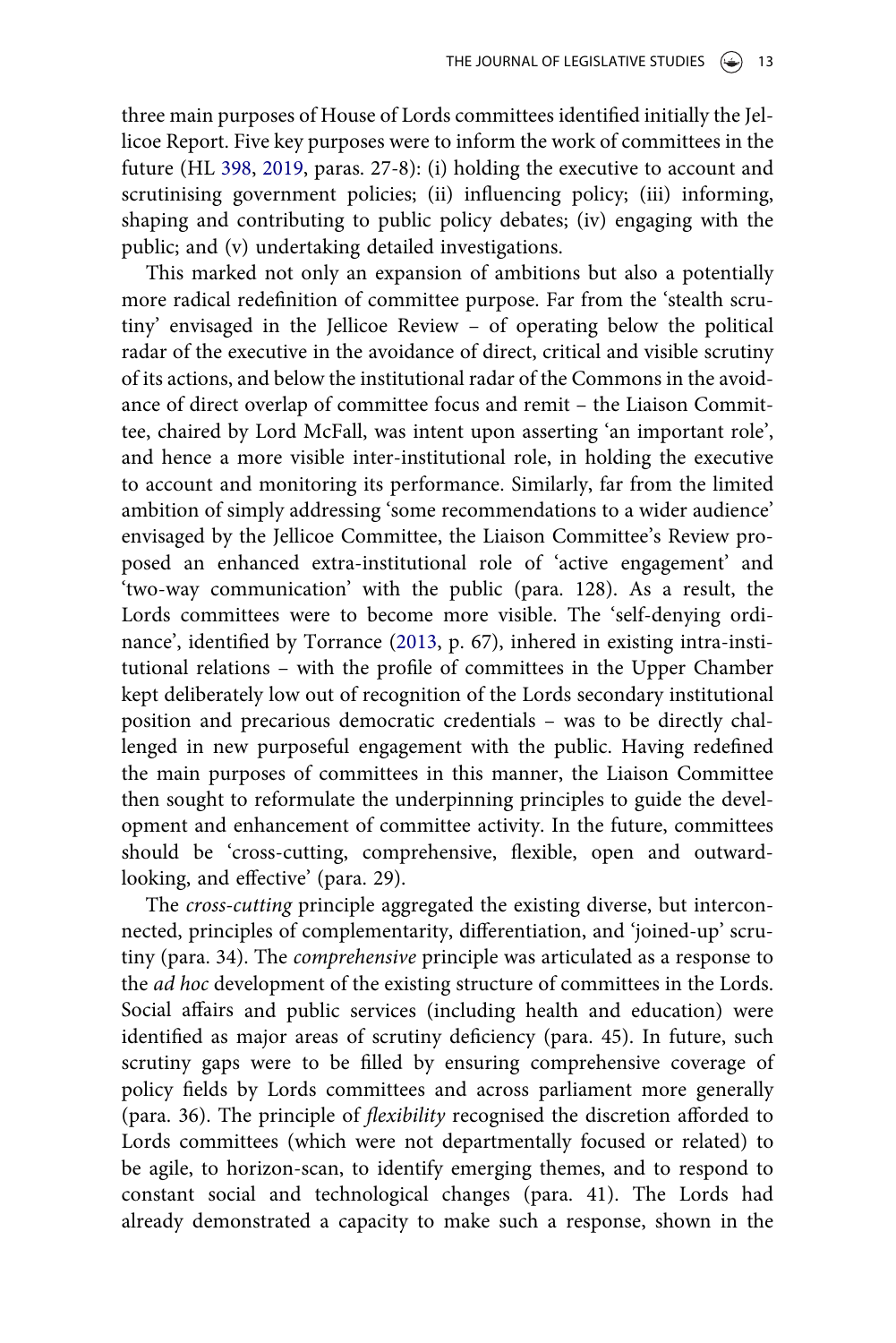three main purposes of House of Lords committees identified initially the Jellicoe Report. Five key purposes were to inform the work of committees in the future (HL 398, 2019, paras. 27-8): (i) holding the executive to account and scrutinising government policies; (ii) influencing policy; (iii) informing, shaping and contributing to public policy debates; (iv) engaging with the public; and (v) undertaking detailed investigations.

This marked not only an expansion of ambitions but also a potentially more radical redefinition of committee purpose. Far from the 'stealth scrutiny' envisaged in the Jellicoe Review – of operating below the political radar of the executive in the avoidance of direct, critical and visible scrutiny of its actions, and below the institutional radar of the Commons in the avoidance of direct overlap of committee focus and remit – the Liaison Committee, chaired by Lord McFall, was intent upon asserting 'an important role', and hence a more visible inter-institutional role, in holding the executive to account and monitoring its performance. Similarly, far from the limited ambition of simply addressing 'some recommendations to a wider audience' envisaged by the Jellicoe Committee, the Liaison Committee's Review proposed an enhanced extra-institutional role of 'active engagement' and 'two-way communication' with the public (para. 128). As a result, the Lords committees were to become more visible. The 'self-denying ordinance', identified by Torrance (2013, p. 67), inhered in existing intra-institutional relations – with the profile of committees in the Upper Chamber kept deliberately low out of recognition of the Lords secondary institutional position and precarious democratic credentials – was to be directly challenged in new purposeful engagement with the public. Having redefined the main purposes of committees in this manner, the Liaison Committee then sought to reformulate the underpinning principles to guide the development and enhancement of committee activity. In the future, committees should be 'cross-cutting, comprehensive, flexible, open and outward-looking, and effective' (para. 29).

The *cross-cutting* principle aggregated the existing diverse, but interconnected, principles of complementarity, differentiation, and 'joined-up' scrutiny (para. 34). The *comprehensive* principle was articulated as a response to the *ad hoc* development of the existing structure of committees in the Lords. Social affairs and public services (including health and education) were identified as major areas of scrutiny deficiency (para. 45). In future, such scrutiny gaps were to be filled by ensuring comprehensive coverage of policy fields by Lords committees and across parliament more generally (para. 36). The principle of *flexibility* recognised the discretion afforded to Lords committees (which were not departmentally focused or related) to be agile, to horizon-scan, to identify emerging themes, and to respond to constant social and technological changes (para. 41). The Lords had already demonstrated a capacity to make such a response, shown in the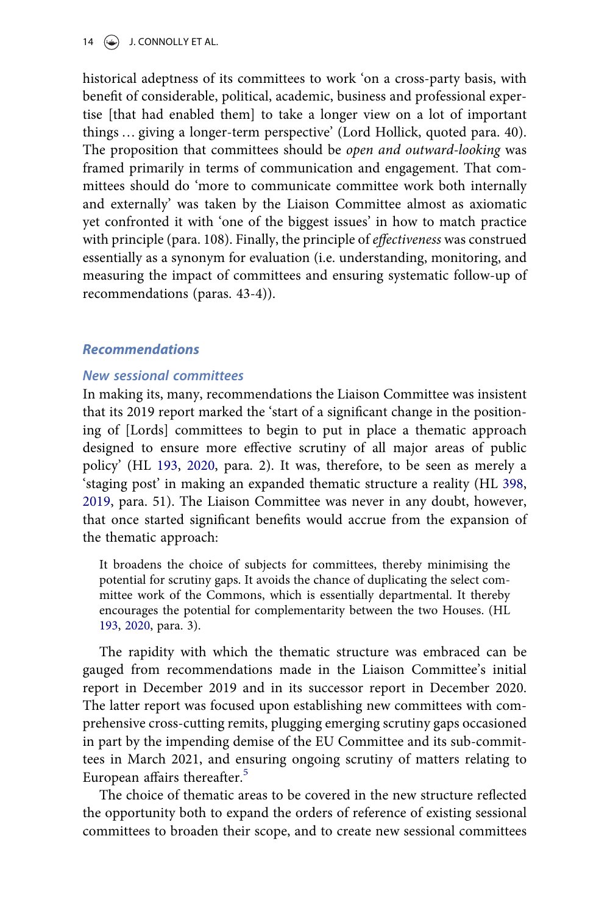historical adeptness of its committees to work 'on a cross-party basis, with benefit of considerable, political, academic, business and professional expertise [that had enabled them] to take a longer view on a lot of important things … giving a longer-term perspective' (Lord Hollick, quoted para. 40). The proposition that committees should be *open and outward-looking* was framed primarily in terms of communication and engagement. That committees should do 'more to communicate committee work both internally and externally' was taken by the Liaison Committee almost as axiomatic yet confronted it with 'one of the biggest issues' in how to match practice with principle (para. 108). Finally, the principle of *effectiveness* was construed essentially as a synonym for evaluation (i.e. understanding, monitoring, and measuring the impact of committees and ensuring systematic follow-up of recommendations (paras. 43-4)).

## Recommendations

### New sessional committees

In making its, many, recommendations the Liaison Committee was insistent that its 2019 report marked the 'start of a significant change in the positioning of [Lords] committees to begin to put in place a thematic approach designed to ensure more effective scrutiny of all major areas of public policy' (HL 193, 2020, para. 2). It was, therefore, to be seen as merely a 'staging post' in making an expanded thematic structure a reality (HL 398, 2019, para. 51). The Liaison Committee was never in any doubt, however, that once started significant benefits would accrue from the expansion of the thematic approach:

> It broadens the choice of subjects for committees, thereby minimising the potential for scrutiny gaps. It avoids the chance of duplicating the select committee work of the Commons, which is essentially departmental. It thereby encourages the potential for complementarity between the two Houses. (HL 193, 2020, para. 3).

The rapidity with which the thematic structure was embraced can be gauged from recommendations made in the Liaison Committee's initial report in December 2019 and in its successor report in December 2020. The latter report was focused upon establishing new committees with comprehensive cross-cutting remits, plugging emerging scrutiny gaps occasioned in part by the impending demise of the EU Committee and its sub-committees in March 2021, and ensuring ongoing scrutiny of matters relating to European affairs thereafter.[5]

The choice of thematic areas to be covered in the new structure reflected the opportunity both to expand the orders of reference of existing sessional committees to broaden their scope, and to create new sessional committees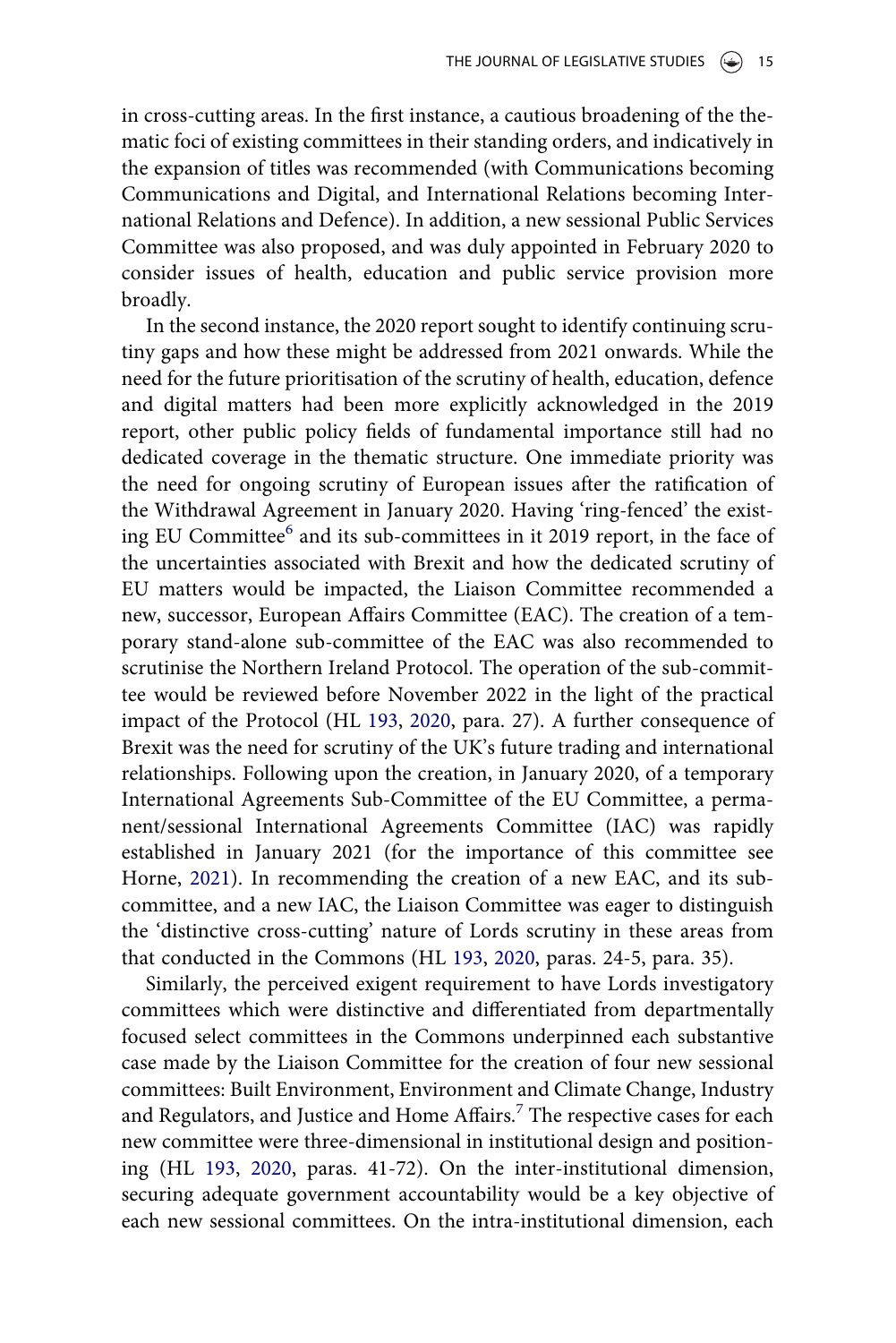in cross-cutting areas. In the first instance, a cautious broadening of the thematic foci of existing committees in their standing orders, and indicatively in the expansion of titles was recommended (with Communications becoming Communications and Digital, and International Relations becoming International Relations and Defence). In addition, a new sessional Public Services Committee was also proposed, and was duly appointed in February 2020 to consider issues of health, education and public service provision more broadly.

In the second instance, the 2020 report sought to identify continuing scrutiny gaps and how these might be addressed from 2021 onwards. While the need for the future prioritisation of the scrutiny of health, education, defence and digital matters had been more explicitly acknowledged in the 2019 report, other public policy fields of fundamental importance still had no dedicated coverage in the thematic structure. One immediate priority was the need for ongoing scrutiny of European issues after the ratification of the Withdrawal Agreement in January 2020. Having 'ring-fenced' the existing EU Committee[6] and its sub-committees in it 2019 report, in the face of the uncertainties associated with Brexit and how the dedicated scrutiny of EU matters would be impacted, the Liaison Committee recommended a new, successor, European Affairs Committee (EAC). The creation of a temporary stand-alone sub-committee of the EAC was also recommended to scrutinise the Northern Ireland Protocol. The operation of the sub-committee would be reviewed before November 2022 in the light of the practical impact of the Protocol (HL 193, 2020, para. 27). A further consequence of Brexit was the need for scrutiny of the UK's future trading and international relationships. Following upon the creation, in January 2020, of a temporary International Agreements Sub-Committee of the EU Committee, a permanent/sessional International Agreements Committee (IAC) was rapidly established in January 2021 (for the importance of this committee see Horne, 2021). In recommending the creation of a new EAC, and its sub-committee, and a new IAC, the Liaison Committee was eager to distinguish the 'distinctive cross-cutting' nature of Lords scrutiny in these areas from that conducted in the Commons (HL 193, 2020, paras. 24-5, para. 35).

Similarly, the perceived exigent requirement to have Lords investigatory committees which were distinctive and differentiated from departmentally focused select committees in the Commons underpinned each substantive case made by the Liaison Committee for the creation of four new sessional committees: Built Environment, Environment and Climate Change, Industry and Regulators, and Justice and Home Affairs.[7] The respective cases for each new committee were three-dimensional in institutional design and positioning (HL 193, 2020, paras. 41-72). On the inter-institutional dimension, securing adequate government accountability would be a key objective of each new sessional committees. On the intra-institutional dimension, each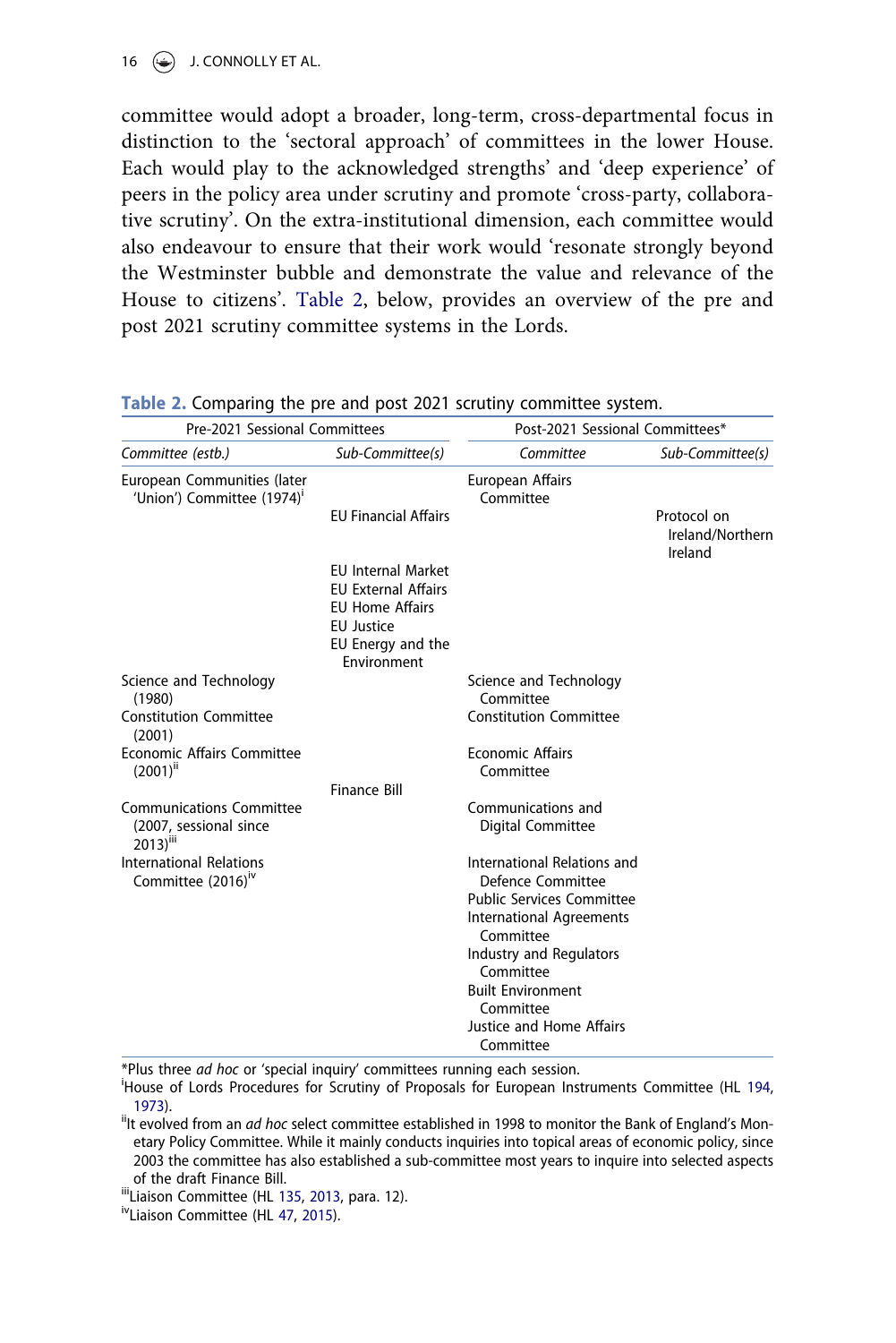committee would adopt a broader, long-term, cross-departmental focus in distinction to the 'sectoral approach' of committees in the lower House. Each would play to the acknowledged strengths' and 'deep experience' of peers in the policy area under scrutiny and promote 'cross-party, collaborative scrutiny'. On the extra-institutional dimension, each committee would also endeavour to ensure that their work would 'resonate strongly beyond the Westminster bubble and demonstrate the value and relevance of the House to citizens'. Table 2, below, provides an overview of the pre and post 2021 scrutiny committee systems in the Lords.

**Table 2.** Comparing the pre and post 2021 scrutiny committee system.

| Pre-2021 Sessional Committees | | Post-2021 Sessional Committees* | |
|---|---|---|---|
| *Committee (estb.)* | *Sub-Committee(s)* | *Committee* | *Sub-Committee(s)* |
| European Communities (later 'Union') Committee (1974)[i] | | European Affairs Committee | |
| | EU Financial Affairs | | Protocol on Ireland/Northern Ireland |
| | EU Internal Market<br>EU External Affairs<br>EU Home Affairs<br>EU Justice<br>EU Energy and the Environment | | |
| Science and Technology (1980) | | Science and Technology Committee | |
| Constitution Committee (2001) | | Constitution Committee | |
| Economic Affairs Committee (2001)[ii] | | Economic Affairs Committee | |
| | Finance Bill | | |
| Communications Committee (2007, sessional since 2013)[iii] | | Communications and Digital Committee | |
| International Relations Committee (2016)[iv] | | International Relations and Defence Committee<br>Public Services Committee<br>International Agreements Committee<br>Industry and Regulators Committee<br>Built Environment Committee<br>Justice and Home Affairs Committee | |

*Plus three *ad hoc* or 'special inquiry' committees running each session.

[i]House of Lords Procedures for Scrutiny of Proposals for European Instruments Committee (HL 194, 1973).

[ii]It evolved from an *ad hoc* select committee established in 1998 to monitor the Bank of England's Monetary Policy Committee. While it mainly conducts inquiries into topical areas of economic policy, since 2003 the committee has also established a sub-committee most years to inquire into selected aspects of the draft Finance Bill.

[iii]Liaison Committee (HL 135, 2013, para. 12).

[iv]Liaison Committee (HL 47, 2015).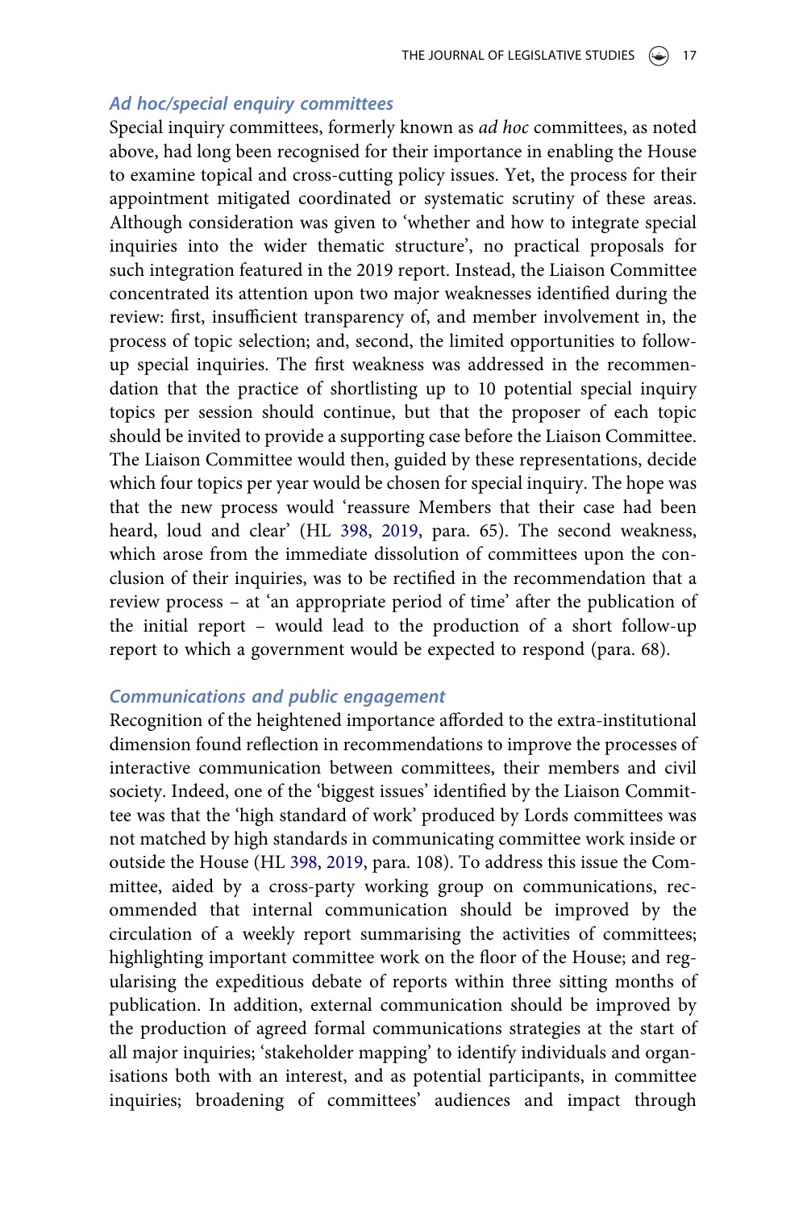### *Ad hoc/special enquiry committees*

Special inquiry committees, formerly known as *ad hoc* committees, as noted above, had long been recognised for their importance in enabling the House to examine topical and cross-cutting policy issues. Yet, the process for their appointment mitigated coordinated or systematic scrutiny of these areas. Although consideration was given to 'whether and how to integrate special inquiries into the wider thematic structure', no practical proposals for such integration featured in the 2019 report. Instead, the Liaison Committee concentrated its attention upon two major weaknesses identified during the review: first, insufficient transparency of, and member involvement in, the process of topic selection; and, second, the limited opportunities to follow-up special inquiries. The first weakness was addressed in the recommendation that the practice of shortlisting up to 10 potential special inquiry topics per session should continue, but that the proposer of each topic should be invited to provide a supporting case before the Liaison Committee. The Liaison Committee would then, guided by these representations, decide which four topics per year would be chosen for special inquiry. The hope was that the new process would 'reassure Members that their case had been heard, loud and clear' (HL 398, 2019, para. 65). The second weakness, which arose from the immediate dissolution of committees upon the conclusion of their inquiries, was to be rectified in the recommendation that a review process – at 'an appropriate period of time' after the publication of the initial report – would lead to the production of a short follow-up report to which a government would be expected to respond (para. 68).

### *Communications and public engagement*

Recognition of the heightened importance afforded to the extra-institutional dimension found reflection in recommendations to improve the processes of interactive communication between committees, their members and civil society. Indeed, one of the 'biggest issues' identified by the Liaison Committee was that the 'high standard of work' produced by Lords committees was not matched by high standards in communicating committee work inside or outside the House (HL 398, 2019, para. 108). To address this issue the Committee, aided by a cross-party working group on communications, recommended that internal communication should be improved by the circulation of a weekly report summarising the activities of committees; highlighting important committee work on the floor of the House; and regularising the expeditious debate of reports within three sitting months of publication. In addition, external communication should be improved by the production of agreed formal communications strategies at the start of all major inquiries; 'stakeholder mapping' to identify individuals and organisations both with an interest, and as potential participants, in committee inquiries; broadening of committees' audiences and impact through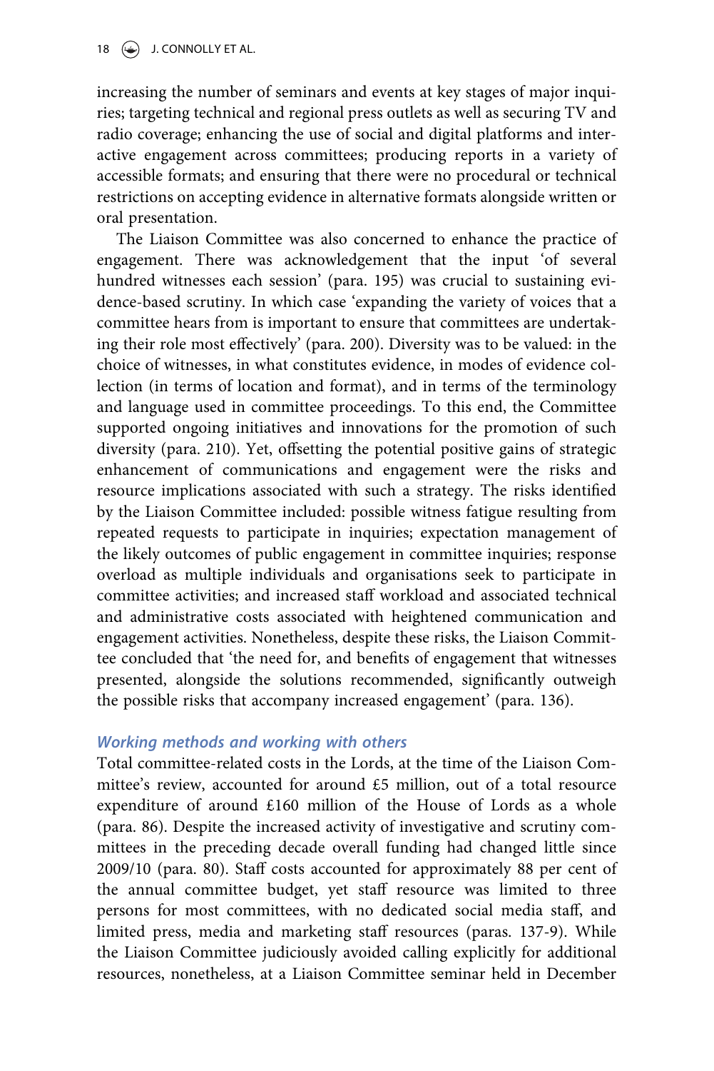increasing the number of seminars and events at key stages of major inquiries; targeting technical and regional press outlets as well as securing TV and radio coverage; enhancing the use of social and digital platforms and interactive engagement across committees; producing reports in a variety of accessible formats; and ensuring that there were no procedural or technical restrictions on accepting evidence in alternative formats alongside written or oral presentation.

The Liaison Committee was also concerned to enhance the practice of engagement. There was acknowledgement that the input 'of several hundred witnesses each session' (para. 195) was crucial to sustaining evidence-based scrutiny. In which case 'expanding the variety of voices that a committee hears from is important to ensure that committees are undertaking their role most effectively' (para. 200). Diversity was to be valued: in the choice of witnesses, in what constitutes evidence, in modes of evidence collection (in terms of location and format), and in terms of the terminology and language used in committee proceedings. To this end, the Committee supported ongoing initiatives and innovations for the promotion of such diversity (para. 210). Yet, offsetting the potential positive gains of strategic enhancement of communications and engagement were the risks and resource implications associated with such a strategy. The risks identified by the Liaison Committee included: possible witness fatigue resulting from repeated requests to participate in inquiries; expectation management of the likely outcomes of public engagement in committee inquiries; response overload as multiple individuals and organisations seek to participate in committee activities; and increased staff workload and associated technical and administrative costs associated with heightened communication and engagement activities. Nonetheless, despite these risks, the Liaison Committee concluded that 'the need for, and benefits of engagement that witnesses presented, alongside the solutions recommended, significantly outweigh the possible risks that accompany increased engagement' (para. 136).

### *Working methods and working with others*

Total committee-related costs in the Lords, at the time of the Liaison Committee's review, accounted for around £5 million, out of a total resource expenditure of around £160 million of the House of Lords as a whole (para. 86). Despite the increased activity of investigative and scrutiny committees in the preceding decade overall funding had changed little since 2009/10 (para. 80). Staff costs accounted for approximately 88 per cent of the annual committee budget, yet staff resource was limited to three persons for most committees, with no dedicated social media staff, and limited press, media and marketing staff resources (paras. 137-9). While the Liaison Committee judiciously avoided calling explicitly for additional resources, nonetheless, at a Liaison Committee seminar held in December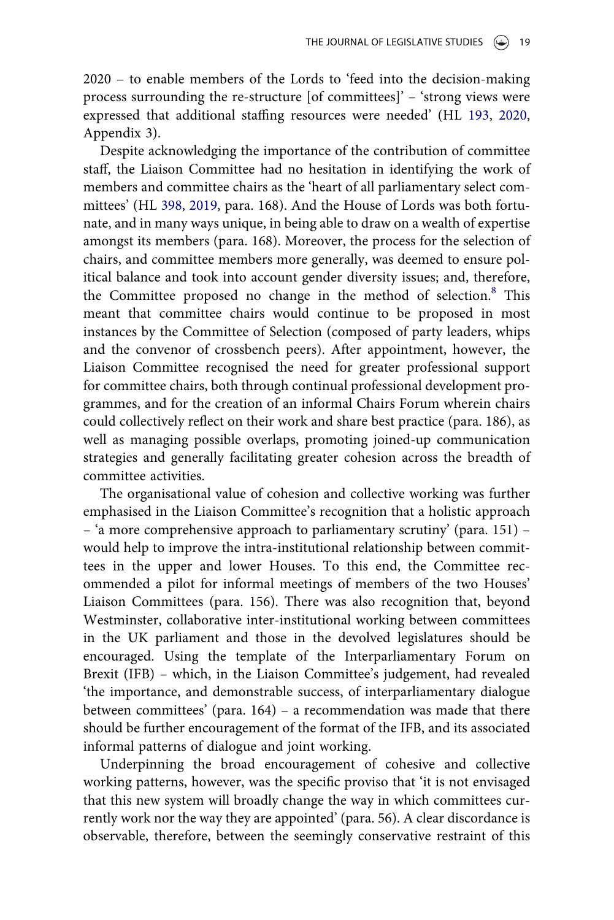2020 – to enable members of the Lords to 'feed into the decision-making process surrounding the re-structure [of committees]' – 'strong views were expressed that additional staffing resources were needed' (HL 193, 2020, Appendix 3).

Despite acknowledging the importance of the contribution of committee staff, the Liaison Committee had no hesitation in identifying the work of members and committee chairs as the 'heart of all parliamentary select committees' (HL 398, 2019, para. 168). And the House of Lords was both fortunate, and in many ways unique, in being able to draw on a wealth of expertise amongst its members (para. 168). Moreover, the process for the selection of chairs, and committee members more generally, was deemed to ensure political balance and took into account gender diversity issues; and, therefore, the Committee proposed no change in the method of selection.[8] This meant that committee chairs would continue to be proposed in most instances by the Committee of Selection (composed of party leaders, whips and the convenor of crossbench peers). After appointment, however, the Liaison Committee recognised the need for greater professional support for committee chairs, both through continual professional development programmes, and for the creation of an informal Chairs Forum wherein chairs could collectively reflect on their work and share best practice (para. 186), as well as managing possible overlaps, promoting joined-up communication strategies and generally facilitating greater cohesion across the breadth of committee activities.

The organisational value of cohesion and collective working was further emphasised in the Liaison Committee's recognition that a holistic approach – 'a more comprehensive approach to parliamentary scrutiny' (para. 151) – would help to improve the intra-institutional relationship between committees in the upper and lower Houses. To this end, the Committee recommended a pilot for informal meetings of members of the two Houses' Liaison Committees (para. 156). There was also recognition that, beyond Westminster, collaborative inter-institutional working between committees in the UK parliament and those in the devolved legislatures should be encouraged. Using the template of the Interparliamentary Forum on Brexit (IFB) – which, in the Liaison Committee's judgement, had revealed 'the importance, and demonstrable success, of interparliamentary dialogue between committees' (para. 164) – a recommendation was made that there should be further encouragement of the format of the IFB, and its associated informal patterns of dialogue and joint working.

Underpinning the broad encouragement of cohesive and collective working patterns, however, was the specific proviso that 'it is not envisaged that this new system will broadly change the way in which committees currently work nor the way they are appointed' (para. 56). A clear discordance is observable, therefore, between the seemingly conservative restraint of this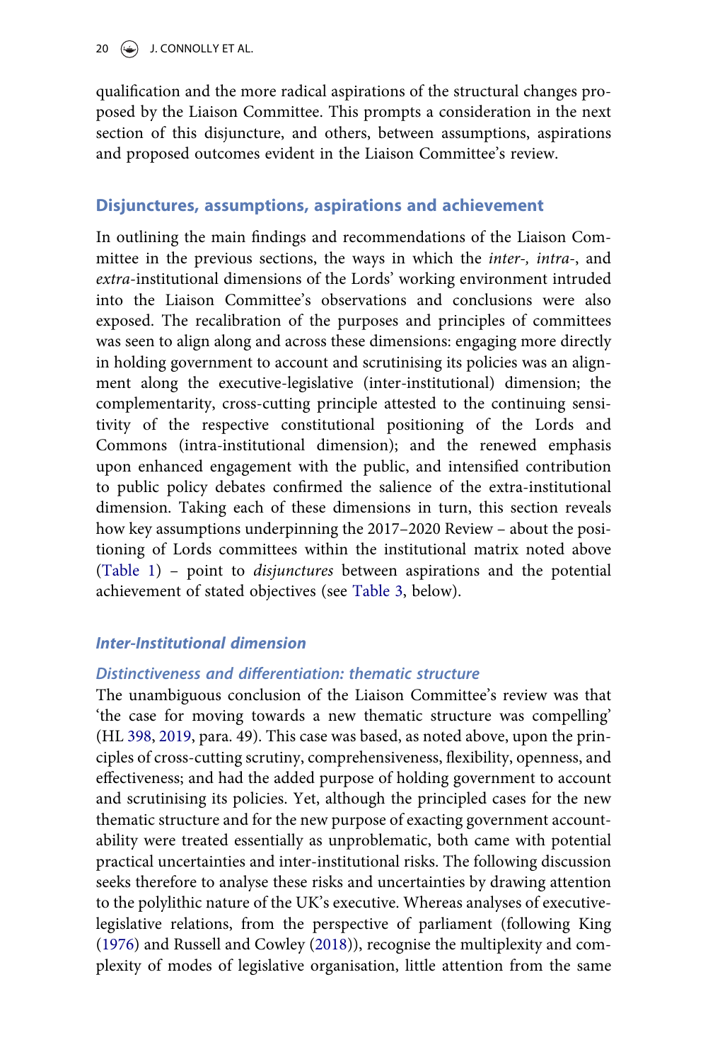qualification and the more radical aspirations of the structural changes proposed by the Liaison Committee. This prompts a consideration in the next section of this disjuncture, and others, between assumptions, aspirations and proposed outcomes evident in the Liaison Committee's review.

## Disjunctures, assumptions, aspirations and achievement

In outlining the main findings and recommendations of the Liaison Committee in the previous sections, the ways in which the *inter-, intra-*, and *extra*-institutional dimensions of the Lords' working environment intruded into the Liaison Committee's observations and conclusions were also exposed. The recalibration of the purposes and principles of committees was seen to align along and across these dimensions: engaging more directly in holding government to account and scrutinising its policies was an alignment along the executive-legislative (inter-institutional) dimension; the complementarity, cross-cutting principle attested to the continuing sensitivity of the respective constitutional positioning of the Lords and Commons (intra-institutional dimension); and the renewed emphasis upon enhanced engagement with the public, and intensified contribution to public policy debates confirmed the salience of the extra-institutional dimension. Taking each of these dimensions in turn, this section reveals how key assumptions underpinning the 2017–2020 Review – about the positioning of Lords committees within the institutional matrix noted above (Table 1) – point to *disjunctures* between aspirations and the potential achievement of stated objectives (see Table 3, below).

### *Inter-Institutional dimension*

#### *Distinctiveness and differentiation: thematic structure*

The unambiguous conclusion of the Liaison Committee's review was that 'the case for moving towards a new thematic structure was compelling' (HL 398, 2019, para. 49). This case was based, as noted above, upon the principles of cross-cutting scrutiny, comprehensiveness, flexibility, openness, and effectiveness; and had the added purpose of holding government to account and scrutinising its policies. Yet, although the principled cases for the new thematic structure and for the new purpose of exacting government accountability were treated essentially as unproblematic, both came with potential practical uncertainties and inter-institutional risks. The following discussion seeks therefore to analyse these risks and uncertainties by drawing attention to the polylithic nature of the UK's executive. Whereas analyses of executive-legislative relations, from the perspective of parliament (following King (1976) and Russell and Cowley (2018)), recognise the multiplexity and complexity of modes of legislative organisation, little attention from the same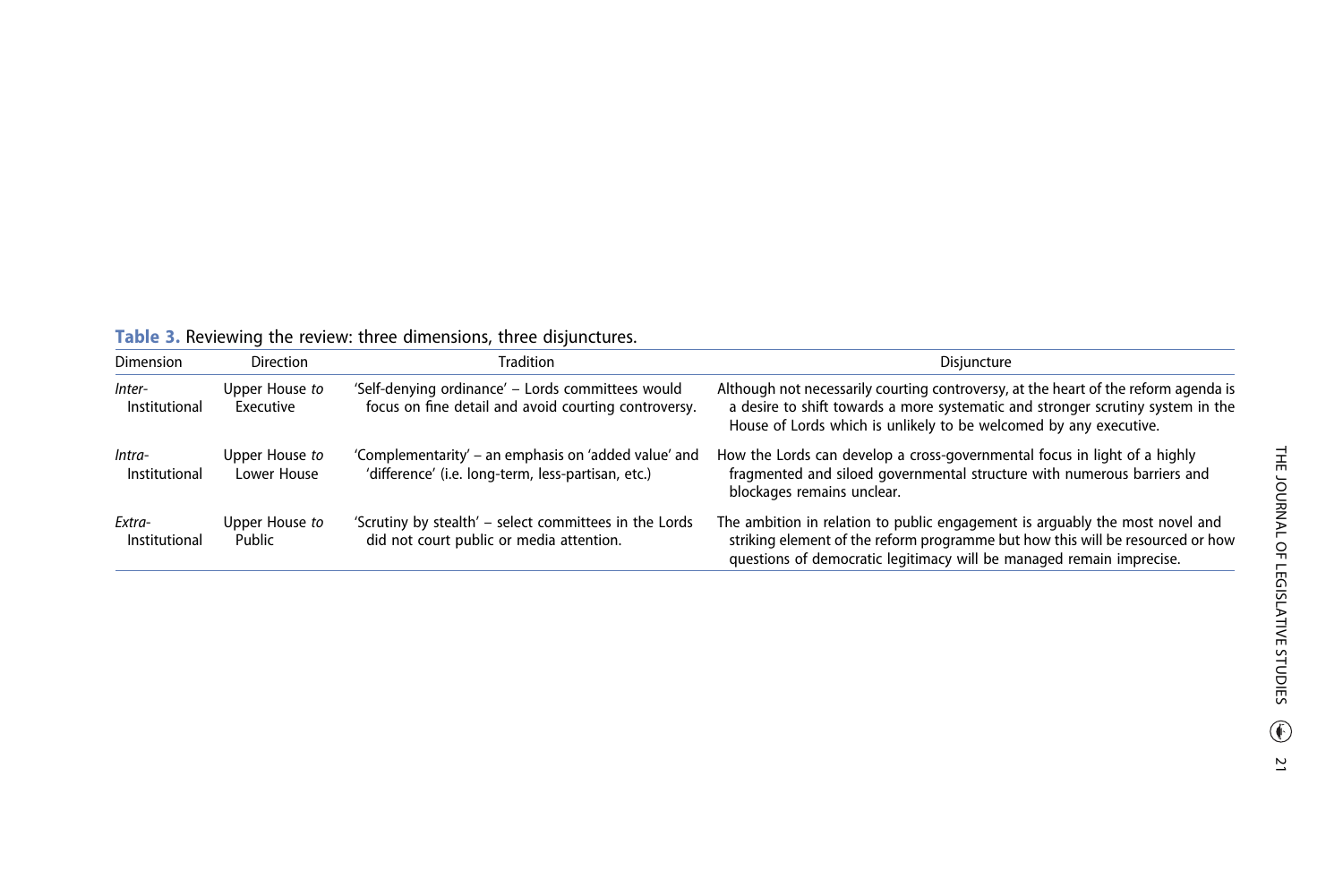**Table 3.** Reviewing the review: three dimensions, three disjunctures.

| Dimension | Direction | Tradition | Disjuncture |
|---|---|---|---|
| *Inter-* Institutional | Upper House *to* Executive | 'Self-denying ordinance' – Lords committees would focus on fine detail and avoid courting controversy. | Although not necessarily courting controversy, at the heart of the reform agenda is a desire to shift towards a more systematic and stronger scrutiny system in the House of Lords which is unlikely to be welcomed by any executive. |
| *Intra-* Institutional | Upper House *to* Lower House | 'Complementarity' – an emphasis on 'added value' and 'difference' (i.e. long-term, less-partisan, etc.) | How the Lords can develop a cross-governmental focus in light of a highly fragmented and siloed governmental structure with numerous barriers and blockages remains unclear. |
| *Extra-* Institutional | Upper House *to* Public | 'Scrutiny by stealth' – select committees in the Lords did not court public or media attention. | The ambition in relation to public engagement is arguably the most novel and striking element of the reform programme but how this will be resourced or how questions of democratic legitimacy will be managed remain imprecise. |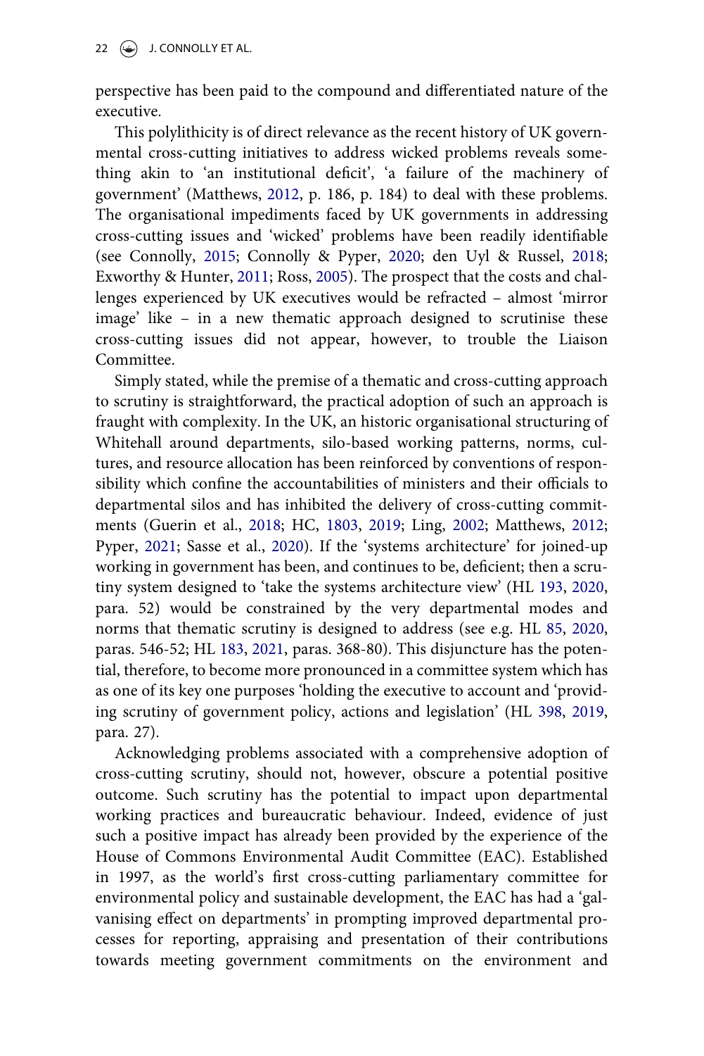perspective has been paid to the compound and differentiated nature of the executive.

This polylithicity is of direct relevance as the recent history of UK governmental cross-cutting initiatives to address wicked problems reveals something akin to 'an institutional deficit', 'a failure of the machinery of government' (Matthews, 2012, p. 186, p. 184) to deal with these problems. The organisational impediments faced by UK governments in addressing cross-cutting issues and 'wicked' problems have been readily identifiable (see Connolly, 2015; Connolly & Pyper, 2020; den Uyl & Russel, 2018; Exworthy & Hunter, 2011; Ross, 2005). The prospect that the costs and challenges experienced by UK executives would be refracted – almost 'mirror image' like – in a new thematic approach designed to scrutinise these cross-cutting issues did not appear, however, to trouble the Liaison Committee.

Simply stated, while the premise of a thematic and cross-cutting approach to scrutiny is straightforward, the practical adoption of such an approach is fraught with complexity. In the UK, an historic organisational structuring of Whitehall around departments, silo-based working patterns, norms, cultures, and resource allocation has been reinforced by conventions of responsibility which confine the accountabilities of ministers and their officials to departmental silos and has inhibited the delivery of cross-cutting commitments (Guerin et al., 2018; HC, 1803, 2019; Ling, 2002; Matthews, 2012; Pyper, 2021; Sasse et al., 2020). If the 'systems architecture' for joined-up working in government has been, and continues to be, deficient; then a scrutiny system designed to 'take the systems architecture view' (HL 193, 2020, para. 52) would be constrained by the very departmental modes and norms that thematic scrutiny is designed to address (see e.g. HL 85, 2020, paras. 546-52; HL 183, 2021, paras. 368-80). This disjuncture has the potential, therefore, to become more pronounced in a committee system which has as one of its key one purposes 'holding the executive to account and 'providing scrutiny of government policy, actions and legislation' (HL 398, 2019, para. 27).

Acknowledging problems associated with a comprehensive adoption of cross-cutting scrutiny, should not, however, obscure a potential positive outcome. Such scrutiny has the potential to impact upon departmental working practices and bureaucratic behaviour. Indeed, evidence of just such a positive impact has already been provided by the experience of the House of Commons Environmental Audit Committee (EAC). Established in 1997, as the world's first cross-cutting parliamentary committee for environmental policy and sustainable development, the EAC has had a 'galvanising effect on departments' in prompting improved departmental processes for reporting, appraising and presentation of their contributions towards meeting government commitments on the environment and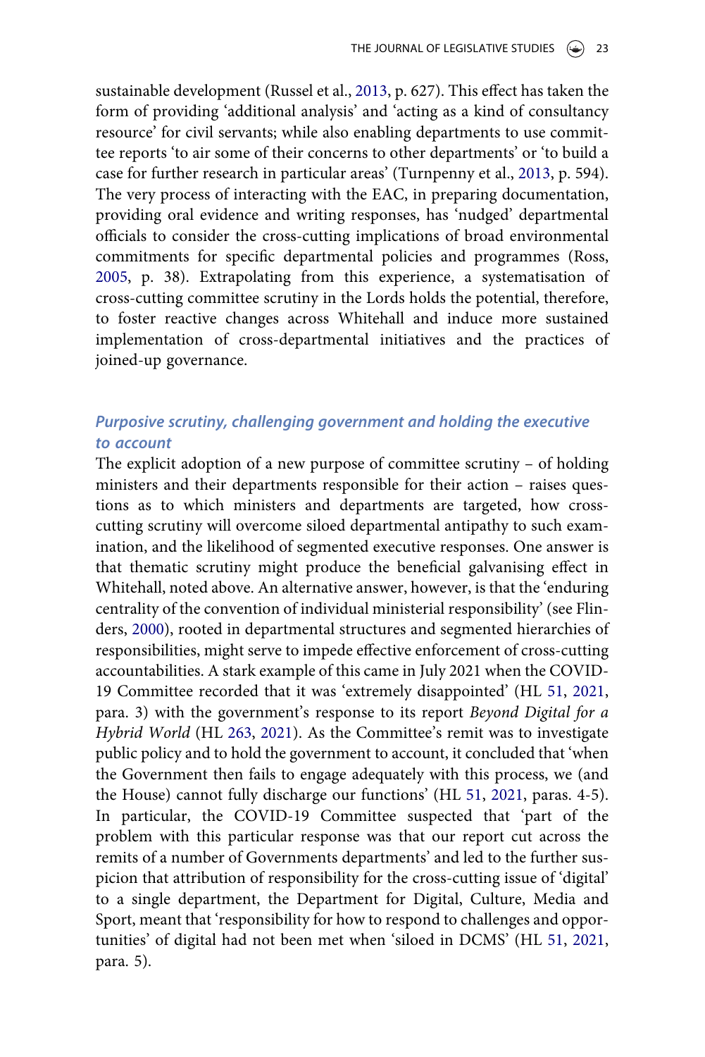sustainable development (Russel et al., 2013, p. 627). This effect has taken the form of providing 'additional analysis' and 'acting as a kind of consultancy resource' for civil servants; while also enabling departments to use committee reports 'to air some of their concerns to other departments' or 'to build a case for further research in particular areas' (Turnpenny et al., 2013, p. 594). The very process of interacting with the EAC, in preparing documentation, providing oral evidence and writing responses, has 'nudged' departmental officials to consider the cross-cutting implications of broad environmental commitments for specific departmental policies and programmes (Ross, 2005, p. 38). Extrapolating from this experience, a systematisation of cross-cutting committee scrutiny in the Lords holds the potential, therefore, to foster reactive changes across Whitehall and induce more sustained implementation of cross-departmental initiatives and the practices of joined-up governance.

### *Purposive scrutiny, challenging government and holding the executive to account*

The explicit adoption of a new purpose of committee scrutiny – of holding ministers and their departments responsible for their action – raises questions as to which ministers and departments are targeted, how cross-cutting scrutiny will overcome siloed departmental antipathy to such examination, and the likelihood of segmented executive responses. One answer is that thematic scrutiny might produce the beneficial galvanising effect in Whitehall, noted above. An alternative answer, however, is that the 'enduring centrality of the convention of individual ministerial responsibility' (see Flinders, 2000), rooted in departmental structures and segmented hierarchies of responsibilities, might serve to impede effective enforcement of cross-cutting accountabilities. A stark example of this came in July 2021 when the COVID-19 Committee recorded that it was 'extremely disappointed' (HL 51, 2021, para. 3) with the government's response to its report *Beyond Digital for a Hybrid World* (HL 263, 2021). As the Committee's remit was to investigate public policy and to hold the government to account, it concluded that 'when the Government then fails to engage adequately with this process, we (and the House) cannot fully discharge our functions' (HL 51, 2021, paras. 4-5). In particular, the COVID-19 Committee suspected that 'part of the problem with this particular response was that our report cut across the remits of a number of Governments departments' and led to the further suspicion that attribution of responsibility for the cross-cutting issue of 'digital' to a single department, the Department for Digital, Culture, Media and Sport, meant that 'responsibility for how to respond to challenges and opportunities' of digital had not been met when 'siloed in DCMS' (HL 51, 2021, para. 5).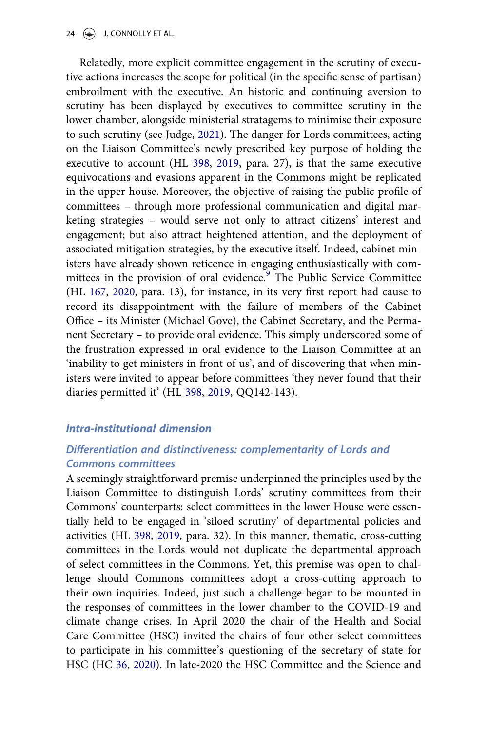Relatedly, more explicit committee engagement in the scrutiny of executive actions increases the scope for political (in the specific sense of partisan) embroilment with the executive. An historic and continuing aversion to scrutiny has been displayed by executives to committee scrutiny in the lower chamber, alongside ministerial stratagems to minimise their exposure to such scrutiny (see Judge, 2021). The danger for Lords committees, acting on the Liaison Committee's newly prescribed key purpose of holding the executive to account (HL 398, 2019, para. 27), is that the same executive equivocations and evasions apparent in the Commons might be replicated in the upper house. Moreover, the objective of raising the public profile of committees – through more professional communication and digital marketing strategies – would serve not only to attract citizens' interest and engagement; but also attract heightened attention, and the deployment of associated mitigation strategies, by the executive itself. Indeed, cabinet ministers have already shown reticence in engaging enthusiastically with committees in the provision of oral evidence.[9] The Public Service Committee (HL 167, 2020, para. 13), for instance, in its very first report had cause to record its disappointment with the failure of members of the Cabinet Office – its Minister (Michael Gove), the Cabinet Secretary, and the Permanent Secretary – to provide oral evidence. This simply underscored some of the frustration expressed in oral evidence to the Liaison Committee at an 'inability to get ministers in front of us', and of discovering that when ministers were invited to appear before committees 'they never found that their diaries permitted it' (HL 398, 2019, QQ142-143).

## *Intra-institutional dimension*

### *Differentiation and distinctiveness: complementarity of Lords and Commons committees*

A seemingly straightforward premise underpinned the principles used by the Liaison Committee to distinguish Lords' scrutiny committees from their Commons' counterparts: select committees in the lower House were essentially held to be engaged in 'siloed scrutiny' of departmental policies and activities (HL 398, 2019, para. 32). In this manner, thematic, cross-cutting committees in the Lords would not duplicate the departmental approach of select committees in the Commons. Yet, this premise was open to challenge should Commons committees adopt a cross-cutting approach to their own inquiries. Indeed, just such a challenge began to be mounted in the responses of committees in the lower chamber to the COVID-19 and climate change crises. In April 2020 the chair of the Health and Social Care Committee (HSC) invited the chairs of four other select committees to participate in his committee's questioning of the secretary of state for HSC (HC 36, 2020). In late-2020 the HSC Committee and the Science and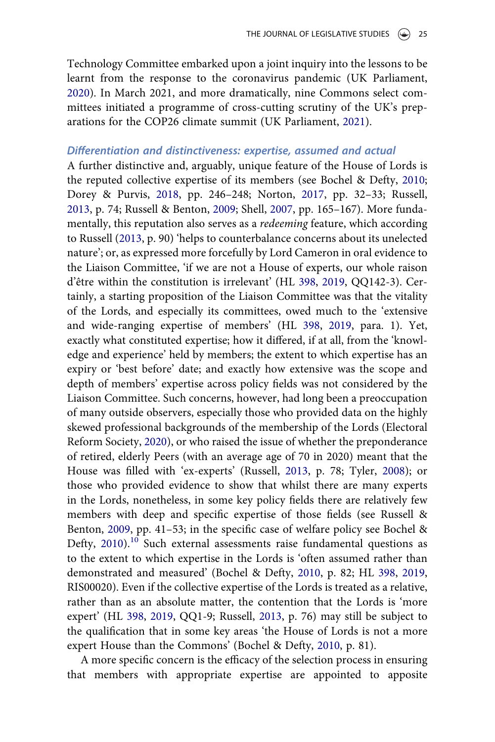Technology Committee embarked upon a joint inquiry into the lessons to be learnt from the response to the coronavirus pandemic (UK Parliament, 2020). In March 2021, and more dramatically, nine Commons select committees initiated a programme of cross-cutting scrutiny of the UK's preparations for the COP26 climate summit (UK Parliament, 2021).

### *Differentiation and distinctiveness: expertise, assumed and actual*

A further distinctive and, arguably, unique feature of the House of Lords is the reputed collective expertise of its members (see Bochel & Defty, 2010; Dorey & Purvis, 2018, pp. 246–248; Norton, 2017, pp. 32–33; Russell, 2013, p. 74; Russell & Benton, 2009; Shell, 2007, pp. 165–167). More fundamentally, this reputation also serves as a *redeeming* feature, which according to Russell (2013, p. 90) 'helps to counterbalance concerns about its unelected nature'; or, as expressed more forcefully by Lord Cameron in oral evidence to the Liaison Committee, 'if we are not a House of experts, our whole raison d'être within the constitution is irrelevant' (HL 398, 2019, QQ142-3). Certainly, a starting proposition of the Liaison Committee was that the vitality of the Lords, and especially its committees, owed much to the 'extensive and wide-ranging expertise of members' (HL 398, 2019, para. 1). Yet, exactly what constituted expertise; how it differed, if at all, from the 'knowledge and experience' held by members; the extent to which expertise has an expiry or 'best before' date; and exactly how extensive was the scope and depth of members' expertise across policy fields was not considered by the Liaison Committee. Such concerns, however, had long been a preoccupation of many outside observers, especially those who provided data on the highly skewed professional backgrounds of the membership of the Lords (Electoral Reform Society, 2020), or who raised the issue of whether the preponderance of retired, elderly Peers (with an average age of 70 in 2020) meant that the House was filled with 'ex-experts' (Russell, 2013, p. 78; Tyler, 2008); or those who provided evidence to show that whilst there are many experts in the Lords, nonetheless, in some key policy fields there are relatively few members with deep and specific expertise of those fields (see Russell & Benton, 2009, pp. 41–53; in the specific case of welfare policy see Bochel & Defty, 2010).[10] Such external assessments raise fundamental questions as to the extent to which expertise in the Lords is 'often assumed rather than demonstrated and measured' (Bochel & Defty, 2010, p. 82; HL 398, 2019, RIS00020). Even if the collective expertise of the Lords is treated as a relative, rather than as an absolute matter, the contention that the Lords is 'more expert' (HL 398, 2019, QQ1-9; Russell, 2013, p. 76) may still be subject to the qualification that in some key areas 'the House of Lords is not a more expert House than the Commons' (Bochel & Defty, 2010, p. 81).

A more specific concern is the efficacy of the selection process in ensuring that members with appropriate expertise are appointed to apposite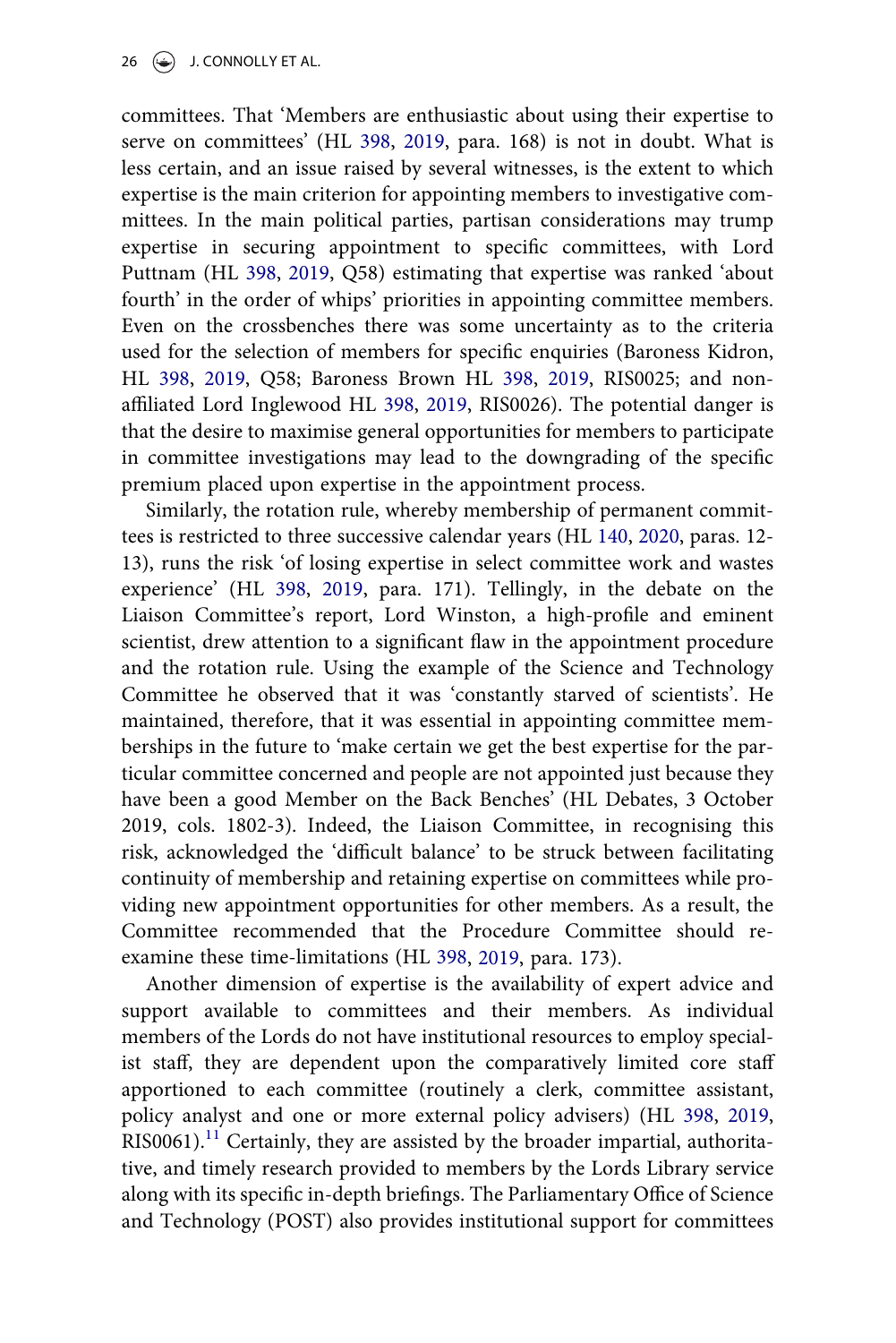committees. That 'Members are enthusiastic about using their expertise to serve on committees' (HL 398, 2019, para. 168) is not in doubt. What is less certain, and an issue raised by several witnesses, is the extent to which expertise is the main criterion for appointing members to investigative committees. In the main political parties, partisan considerations may trump expertise in securing appointment to specific committees, with Lord Puttnam (HL 398, 2019, Q58) estimating that expertise was ranked 'about fourth' in the order of whips' priorities in appointing committee members. Even on the crossbenches there was some uncertainty as to the criteria used for the selection of members for specific enquiries (Baroness Kidron, HL 398, 2019, Q58; Baroness Brown HL 398, 2019, RIS0025; and non-affiliated Lord Inglewood HL 398, 2019, RIS0026). The potential danger is that the desire to maximise general opportunities for members to participate in committee investigations may lead to the downgrading of the specific premium placed upon expertise in the appointment process.

Similarly, the rotation rule, whereby membership of permanent committees is restricted to three successive calendar years (HL 140, 2020, paras. 12-13), runs the risk 'of losing expertise in select committee work and wastes experience' (HL 398, 2019, para. 171). Tellingly, in the debate on the Liaison Committee's report, Lord Winston, a high-profile and eminent scientist, drew attention to a significant flaw in the appointment procedure and the rotation rule. Using the example of the Science and Technology Committee he observed that it was 'constantly starved of scientists'. He maintained, therefore, that it was essential in appointing committee memberships in the future to 'make certain we get the best expertise for the particular committee concerned and people are not appointed just because they have been a good Member on the Back Benches' (HL Debates, 3 October 2019, cols. 1802-3). Indeed, the Liaison Committee, in recognising this risk, acknowledged the 'difficult balance' to be struck between facilitating continuity of membership and retaining expertise on committees while providing new appointment opportunities for other members. As a result, the Committee recommended that the Procedure Committee should re-examine these time-limitations (HL 398, 2019, para. 173).

Another dimension of expertise is the availability of expert advice and support available to committees and their members. As individual members of the Lords do not have institutional resources to employ specialist staff, they are dependent upon the comparatively limited core staff apportioned to each committee (routinely a clerk, committee assistant, policy analyst and one or more external policy advisers) (HL 398, 2019, RIS0061).[11] Certainly, they are assisted by the broader impartial, authoritative, and timely research provided to members by the Lords Library service along with its specific in-depth briefings. The Parliamentary Office of Science and Technology (POST) also provides institutional support for committees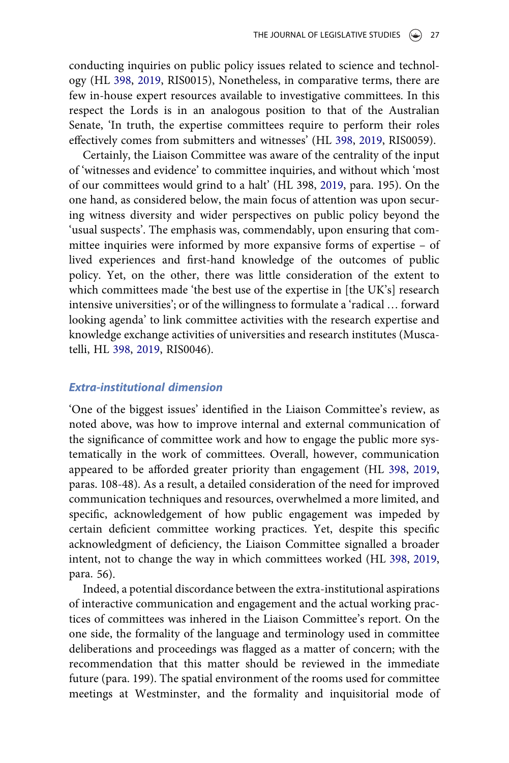conducting inquiries on public policy issues related to science and technology (HL 398, 2019, RIS0015), Nonetheless, in comparative terms, there are few in-house expert resources available to investigative committees. In this respect the Lords is in an analogous position to that of the Australian Senate, 'In truth, the expertise committees require to perform their roles effectively comes from submitters and witnesses' (HL 398, 2019, RIS0059).

Certainly, the Liaison Committee was aware of the centrality of the input of 'witnesses and evidence' to committee inquiries, and without which 'most of our committees would grind to a halt' (HL 398, 2019, para. 195). On the one hand, as considered below, the main focus of attention was upon securing witness diversity and wider perspectives on public policy beyond the 'usual suspects'. The emphasis was, commendably, upon ensuring that committee inquiries were informed by more expansive forms of expertise – of lived experiences and first-hand knowledge of the outcomes of public policy. Yet, on the other, there was little consideration of the extent to which committees made 'the best use of the expertise in [the UK's] research intensive universities'; or of the willingness to formulate a 'radical … forward looking agenda' to link committee activities with the research expertise and knowledge exchange activities of universities and research institutes (Muscatelli, HL 398, 2019, RIS0046).

### *Extra-institutional dimension*

'One of the biggest issues' identified in the Liaison Committee's review, as noted above, was how to improve internal and external communication of the significance of committee work and how to engage the public more systematically in the work of committees. Overall, however, communication appeared to be afforded greater priority than engagement (HL 398, 2019, paras. 108-48). As a result, a detailed consideration of the need for improved communication techniques and resources, overwhelmed a more limited, and specific, acknowledgement of how public engagement was impeded by certain deficient committee working practices. Yet, despite this specific acknowledgment of deficiency, the Liaison Committee signalled a broader intent, not to change the way in which committees worked (HL 398, 2019, para. 56).

Indeed, a potential discordance between the extra-institutional aspirations of interactive communication and engagement and the actual working practices of committees was inhered in the Liaison Committee's report. On the one side, the formality of the language and terminology used in committee deliberations and proceedings was flagged as a matter of concern; with the recommendation that this matter should be reviewed in the immediate future (para. 199). The spatial environment of the rooms used for committee meetings at Westminster, and the formality and inquisitorial mode of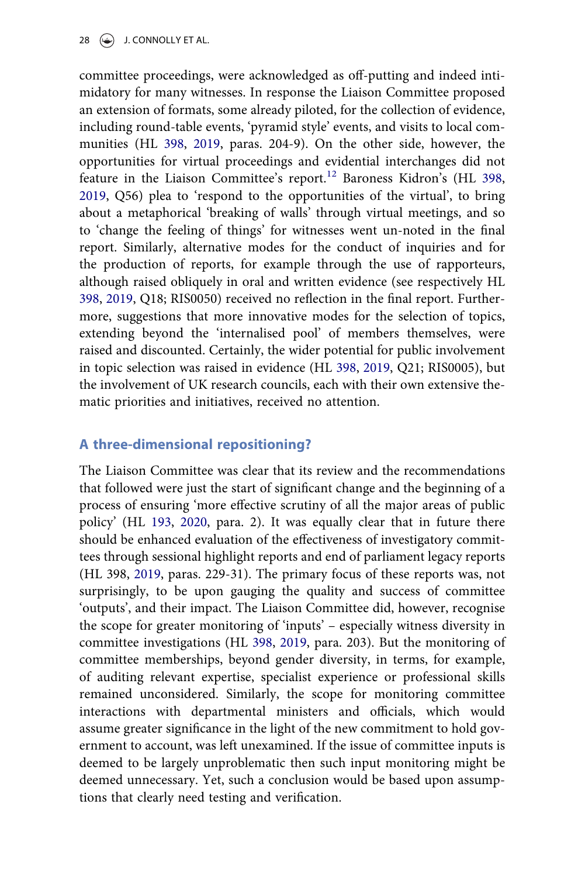committee proceedings, were acknowledged as off-putting and indeed intimidatory for many witnesses. In response the Liaison Committee proposed an extension of formats, some already piloted, for the collection of evidence, including round-table events, 'pyramid style' events, and visits to local communities (HL 398, 2019, paras. 204-9). On the other side, however, the opportunities for virtual proceedings and evidential interchanges did not feature in the Liaison Committee's report.[12] Baroness Kidron's (HL 398, 2019, Q56) plea to 'respond to the opportunities of the virtual', to bring about a metaphorical 'breaking of walls' through virtual meetings, and so to 'change the feeling of things' for witnesses went un-noted in the final report. Similarly, alternative modes for the conduct of inquiries and for the production of reports, for example through the use of rapporteurs, although raised obliquely in oral and written evidence (see respectively HL 398, 2019, Q18; RIS0050) received no reflection in the final report. Furthermore, suggestions that more innovative modes for the selection of topics, extending beyond the 'internalised pool' of members themselves, were raised and discounted. Certainly, the wider potential for public involvement in topic selection was raised in evidence (HL 398, 2019, Q21; RIS0005), but the involvement of UK research councils, each with their own extensive thematic priorities and initiatives, received no attention.

## A three-dimensional repositioning?

The Liaison Committee was clear that its review and the recommendations that followed were just the start of significant change and the beginning of a process of ensuring 'more effective scrutiny of all the major areas of public policy' (HL 193, 2020, para. 2). It was equally clear that in future there should be enhanced evaluation of the effectiveness of investigatory committees through sessional highlight reports and end of parliament legacy reports (HL 398, 2019, paras. 229-31). The primary focus of these reports was, not surprisingly, to be upon gauging the quality and success of committee 'outputs', and their impact. The Liaison Committee did, however, recognise the scope for greater monitoring of 'inputs' – especially witness diversity in committee investigations (HL 398, 2019, para. 203). But the monitoring of committee memberships, beyond gender diversity, in terms, for example, of auditing relevant expertise, specialist experience or professional skills remained unconsidered. Similarly, the scope for monitoring committee interactions with departmental ministers and officials, which would assume greater significance in the light of the new commitment to hold government to account, was left unexamined. If the issue of committee inputs is deemed to be largely unproblematic then such input monitoring might be deemed unnecessary. Yet, such a conclusion would be based upon assumptions that clearly need testing and verification.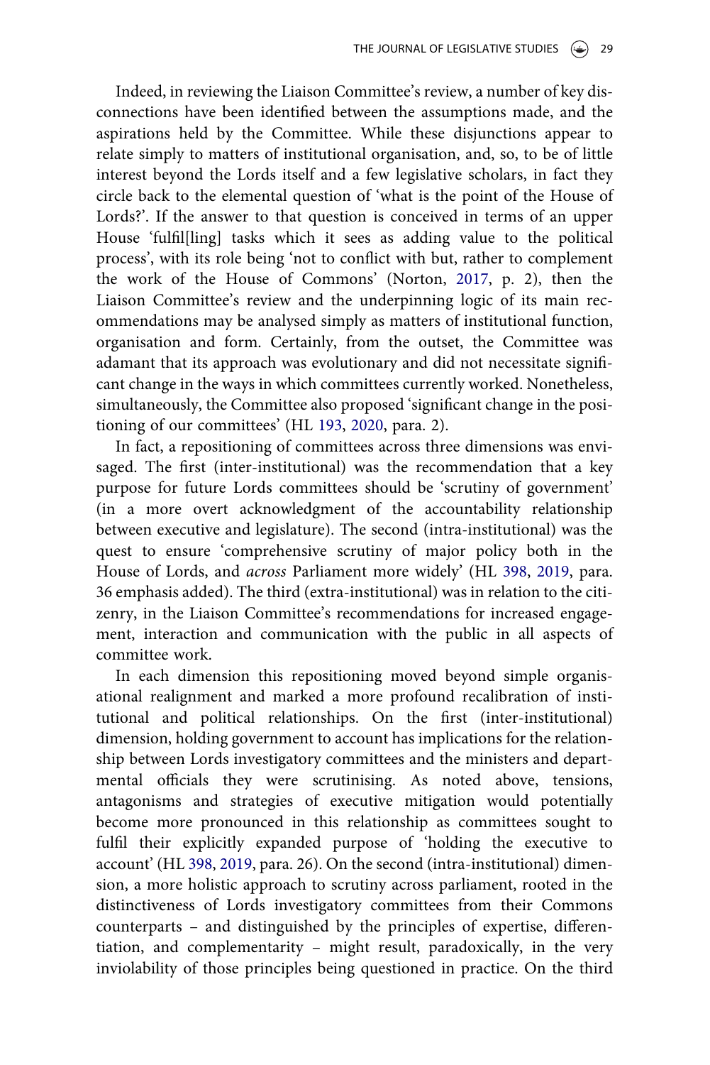Indeed, in reviewing the Liaison Committee's review, a number of key disconnections have been identified between the assumptions made, and the aspirations held by the Committee. While these disjunctions appear to relate simply to matters of institutional organisation, and, so, to be of little interest beyond the Lords itself and a few legislative scholars, in fact they circle back to the elemental question of 'what is the point of the House of Lords?'. If the answer to that question is conceived in terms of an upper House 'fulfil[ling] tasks which it sees as adding value to the political process', with its role being 'not to conflict with but, rather to complement the work of the House of Commons' (Norton, 2017, p. 2), then the Liaison Committee's review and the underpinning logic of its main recommendations may be analysed simply as matters of institutional function, organisation and form. Certainly, from the outset, the Committee was adamant that its approach was evolutionary and did not necessitate significant change in the ways in which committees currently worked. Nonetheless, simultaneously, the Committee also proposed 'significant change in the positioning of our committees' (HL 193, 2020, para. 2).

In fact, a repositioning of committees across three dimensions was envisaged. The first (inter-institutional) was the recommendation that a key purpose for future Lords committees should be 'scrutiny of government' (in a more overt acknowledgment of the accountability relationship between executive and legislature). The second (intra-institutional) was the quest to ensure 'comprehensive scrutiny of major policy both in the House of Lords, and *across* Parliament more widely' (HL 398, 2019, para. 36 emphasis added). The third (extra-institutional) was in relation to the citizenry, in the Liaison Committee's recommendations for increased engagement, interaction and communication with the public in all aspects of committee work.

In each dimension this repositioning moved beyond simple organisational realignment and marked a more profound recalibration of institutional and political relationships. On the first (inter-institutional) dimension, holding government to account has implications for the relationship between Lords investigatory committees and the ministers and departmental officials they were scrutinising. As noted above, tensions, antagonisms and strategies of executive mitigation would potentially become more pronounced in this relationship as committees sought to fulfil their explicitly expanded purpose of 'holding the executive to account' (HL 398, 2019, para. 26). On the second (intra-institutional) dimension, a more holistic approach to scrutiny across parliament, rooted in the distinctiveness of Lords investigatory committees from their Commons counterparts – and distinguished by the principles of expertise, differentiation, and complementarity – might result, paradoxically, in the very inviolability of those principles being questioned in practice. On the third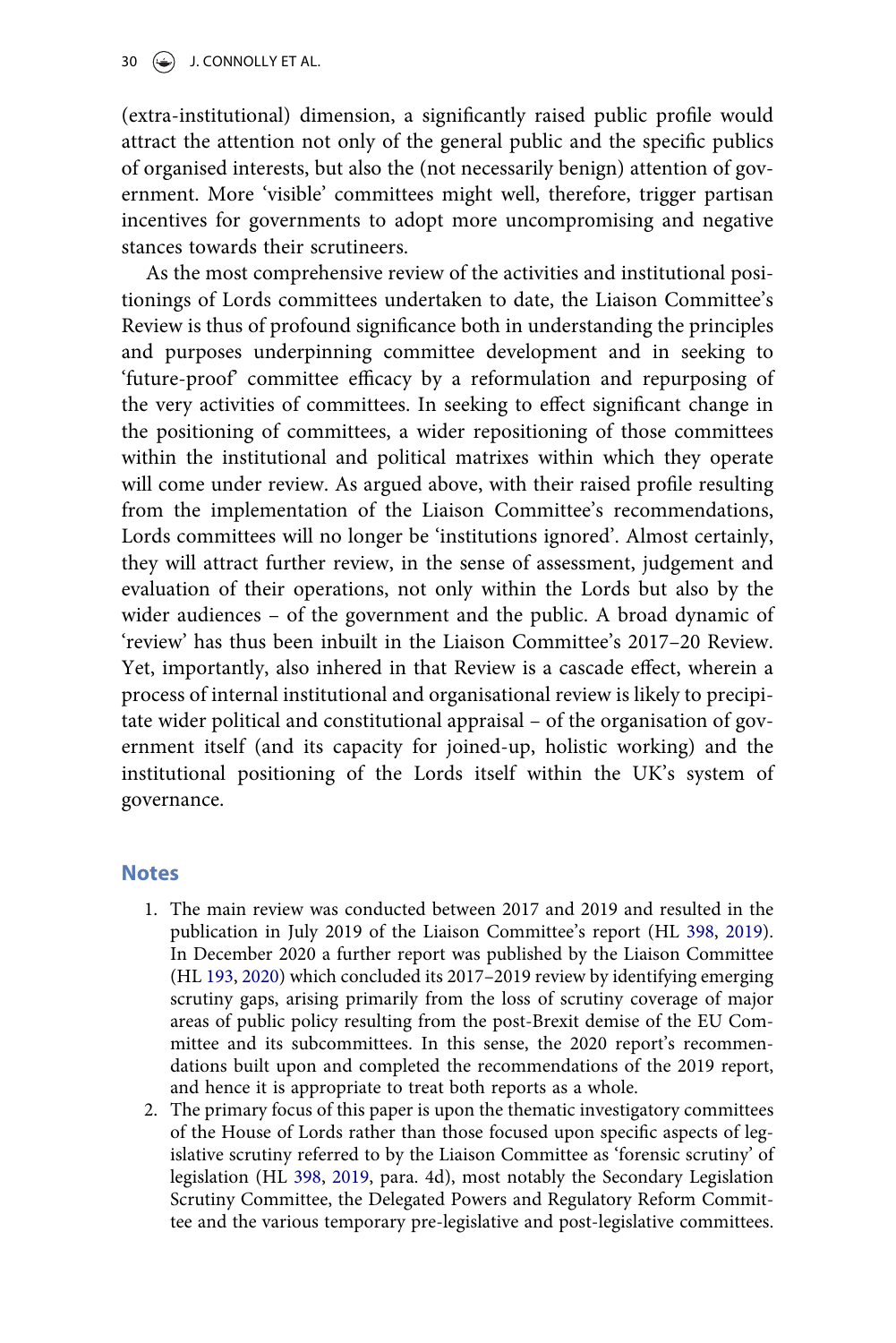(extra-institutional) dimension, a significantly raised public profile would attract the attention not only of the general public and the specific publics of organised interests, but also the (not necessarily benign) attention of government. More 'visible' committees might well, therefore, trigger partisan incentives for governments to adopt more uncompromising and negative stances towards their scrutineers.

As the most comprehensive review of the activities and institutional positionings of Lords committees undertaken to date, the Liaison Committee's Review is thus of profound significance both in understanding the principles and purposes underpinning committee development and in seeking to 'future-proof' committee efficacy by a reformulation and repurposing of the very activities of committees. In seeking to effect significant change in the positioning of committees, a wider repositioning of those committees within the institutional and political matrixes within which they operate will come under review. As argued above, with their raised profile resulting from the implementation of the Liaison Committee's recommendations, Lords committees will no longer be 'institutions ignored'. Almost certainly, they will attract further review, in the sense of assessment, judgement and evaluation of their operations, not only within the Lords but also by the wider audiences – of the government and the public. A broad dynamic of 'review' has thus been inbuilt in the Liaison Committee's 2017–20 Review. Yet, importantly, also inhered in that Review is a cascade effect, wherein a process of internal institutional and organisational review is likely to precipitate wider political and constitutional appraisal – of the organisation of government itself (and its capacity for joined-up, holistic working) and the institutional positioning of the Lords itself within the UK's system of governance.

## Notes

1. The main review was conducted between 2017 and 2019 and resulted in the publication in July 2019 of the Liaison Committee's report (HL 398, 2019). In December 2020 a further report was published by the Liaison Committee (HL 193, 2020) which concluded its 2017–2019 review by identifying emerging scrutiny gaps, arising primarily from the loss of scrutiny coverage of major areas of public policy resulting from the post-Brexit demise of the EU Committee and its subcommittees. In this sense, the 2020 report's recommendations built upon and completed the recommendations of the 2019 report, and hence it is appropriate to treat both reports as a whole.
2. The primary focus of this paper is upon the thematic investigatory committees of the House of Lords rather than those focused upon specific aspects of legislative scrutiny referred to by the Liaison Committee as 'forensic scrutiny' of legislation (HL 398, 2019, para. 4d), most notably the Secondary Legislation Scrutiny Committee, the Delegated Powers and Regulatory Reform Committee and the various temporary pre-legislative and post-legislative committees.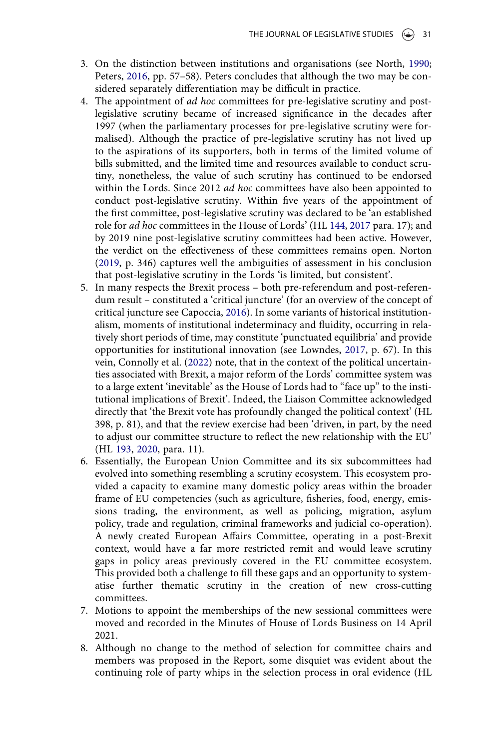3. On the distinction between institutions and organisations (see North, 1990; Peters, 2016, pp. 57–58). Peters concludes that although the two may be considered separately differentiation may be difficult in practice.
4. The appointment of *ad hoc* committees for pre-legislative scrutiny and post-legislative scrutiny became of increased significance in the decades after 1997 (when the parliamentary processes for pre-legislative scrutiny were formalised). Although the practice of pre-legislative scrutiny has not lived up to the aspirations of its supporters, both in terms of the limited volume of bills submitted, and the limited time and resources available to conduct scrutiny, nonetheless, the value of such scrutiny has continued to be endorsed within the Lords. Since 2012 *ad hoc* committees have also been appointed to conduct post-legislative scrutiny. Within five years of the appointment of the first committee, post-legislative scrutiny was declared to be 'an established role for *ad hoc* committees in the House of Lords' (HL 144, 2017 para. 17); and by 2019 nine post-legislative scrutiny committees had been active. However, the verdict on the effectiveness of these committees remains open. Norton (2019, p. 346) captures well the ambiguities of assessment in his conclusion that post-legislative scrutiny in the Lords 'is limited, but consistent'.
5. In many respects the Brexit process – both pre-referendum and post-referendum result – constituted a 'critical juncture' (for an overview of the concept of critical juncture see Capoccia, 2016). In some variants of historical institutionalism, moments of institutional indeterminacy and fluidity, occurring in relatively short periods of time, may constitute 'punctuated equilibria' and provide opportunities for institutional innovation (see Lowndes, 2017, p. 67). In this vein, Connolly et al. (2022) note, that in the context of the political uncertainties associated with Brexit, a major reform of the Lords' committee system was to a large extent 'inevitable' as the House of Lords had to "face up" to the institutional implications of Brexit'. Indeed, the Liaison Committee acknowledged directly that 'the Brexit vote has profoundly changed the political context' (HL 398, p. 81), and that the review exercise had been 'driven, in part, by the need to adjust our committee structure to reflect the new relationship with the EU' (HL 193, 2020, para. 11).
6. Essentially, the European Union Committee and its six subcommittees had evolved into something resembling a scrutiny ecosystem. This ecosystem provided a capacity to examine many domestic policy areas within the broader frame of EU competencies (such as agriculture, fisheries, food, energy, emissions trading, the environment, as well as policing, migration, asylum policy, trade and regulation, criminal frameworks and judicial co-operation). A newly created European Affairs Committee, operating in a post-Brexit context, would have a far more restricted remit and would leave scrutiny gaps in policy areas previously covered in the EU committee ecosystem. This provided both a challenge to fill these gaps and an opportunity to systematise further thematic scrutiny in the creation of new cross-cutting committees.
7. Motions to appoint the memberships of the new sessional committees were moved and recorded in the Minutes of House of Lords Business on 14 April 2021.
8. Although no change to the method of selection for committee chairs and members was proposed in the Report, some disquiet was evident about the continuing role of party whips in the selection process in oral evidence (HL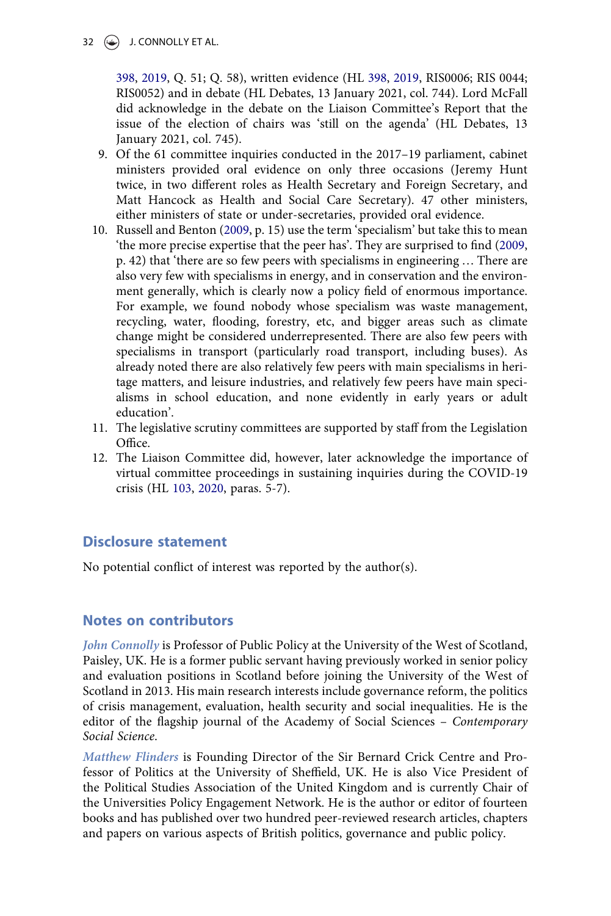398, 2019, Q. 51; Q. 58), written evidence (HL 398, 2019, RIS0006; RIS 0044; RIS0052) and in debate (HL Debates, 13 January 2021, col. 744). Lord McFall did acknowledge in the debate on the Liaison Committee's Report that the issue of the election of chairs was 'still on the agenda' (HL Debates, 13 January 2021, col. 745).

9. Of the 61 committee inquiries conducted in the 2017–19 parliament, cabinet ministers provided oral evidence on only three occasions (Jeremy Hunt twice, in two different roles as Health Secretary and Foreign Secretary, and Matt Hancock as Health and Social Care Secretary). 47 other ministers, either ministers of state or under-secretaries, provided oral evidence.
10. Russell and Benton (2009, p. 15) use the term 'specialism' but take this to mean 'the more precise expertise that the peer has'. They are surprised to find (2009, p. 42) that 'there are so few peers with specialisms in engineering … There are also very few with specialisms in energy, and in conservation and the environment generally, which is clearly now a policy field of enormous importance. For example, we found nobody whose specialism was waste management, recycling, water, flooding, forestry, etc, and bigger areas such as climate change might be considered underrepresented. There are also few peers with specialisms in transport (particularly road transport, including buses). As already noted there are also relatively few peers with main specialisms in heritage matters, and leisure industries, and relatively few peers have main specialisms in school education, and none evidently in early years or adult education'.
11. The legislative scrutiny committees are supported by staff from the Legislation Office.
12. The Liaison Committee did, however, later acknowledge the importance of virtual committee proceedings in sustaining inquiries during the COVID-19 crisis (HL 103, 2020, paras. 5-7).

## Disclosure statement

No potential conflict of interest was reported by the author(s).

## Notes on contributors

*John Connolly* is Professor of Public Policy at the University of the West of Scotland, Paisley, UK. He is a former public servant having previously worked in senior policy and evaluation positions in Scotland before joining the University of the West of Scotland in 2013. His main research interests include governance reform, the politics of crisis management, evaluation, health security and social inequalities. He is the editor of the flagship journal of the Academy of Social Sciences – *Contemporary Social Science*.

*Matthew Flinders* is Founding Director of the Sir Bernard Crick Centre and Professor of Politics at the University of Sheffield, UK. He is also Vice President of the Political Studies Association of the United Kingdom and is currently Chair of the Universities Policy Engagement Network. He is the author or editor of fourteen books and has published over two hundred peer-reviewed research articles, chapters and papers on various aspects of British politics, governance and public policy.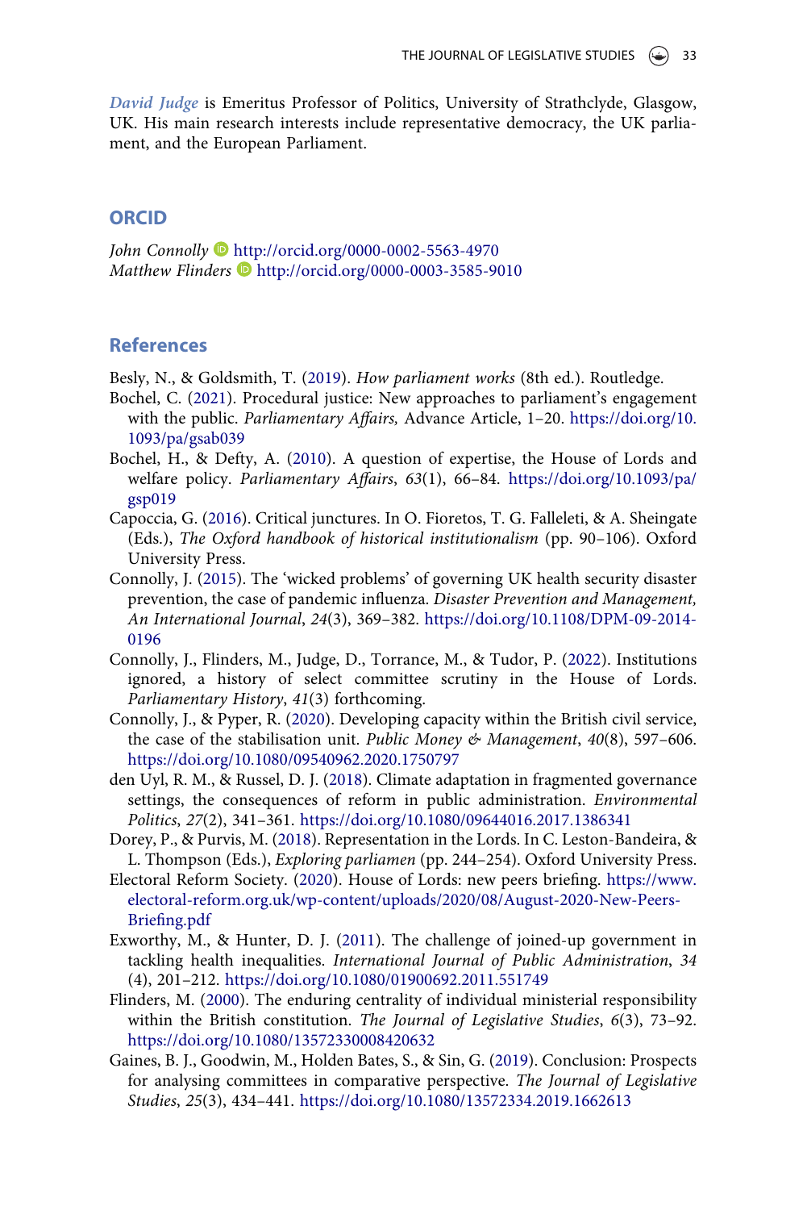*David Judge* is Emeritus Professor of Politics, University of Strathclyde, Glasgow, UK. His main research interests include representative democracy, the UK parliament, and the European Parliament.

## ORCID

*John Connolly* http://orcid.org/0000-0002-5563-4970
*Matthew Flinders* http://orcid.org/0000-0003-3585-9010

## References

Besly, N., & Goldsmith, T. (2019). *How parliament works* (8th ed.). Routledge.

Bochel, C. (2021). Procedural justice: New approaches to parliament's engagement with the public. *Parliamentary Affairs,* Advance Article, 1–20. https://doi.org/10.1093/pa/gsab039

Bochel, H., & Defty, A. (2010). A question of expertise, the House of Lords and welfare policy. *Parliamentary Affairs*, *63*(1), 66–84. https://doi.org/10.1093/pa/gsp019

Capoccia, G. (2016). Critical junctures. In O. Fioretos, T. G. Falleleti, & A. Sheingate (Eds.), *The Oxford handbook of historical institutionalism* (pp. 90–106). Oxford University Press.

Connolly, J. (2015). The 'wicked problems' of governing UK health security disaster prevention, the case of pandemic influenza. *Disaster Prevention and Management, An International Journal*, *24*(3), 369–382. https://doi.org/10.1108/DPM-09-2014-0196

Connolly, J., Flinders, M., Judge, D., Torrance, M., & Tudor, P. (2022). Institutions ignored, a history of select committee scrutiny in the House of Lords. *Parliamentary History*, *41*(3) forthcoming.

Connolly, J., & Pyper, R. (2020). Developing capacity within the British civil service, the case of the stabilisation unit. *Public Money & Management*, *40*(8), 597–606. https://doi.org/10.1080/09540962.2020.1750797

den Uyl, R. M., & Russel, D. J. (2018). Climate adaptation in fragmented governance settings, the consequences of reform in public administration. *Environmental Politics*, *27*(2), 341–361. https://doi.org/10.1080/09644016.2017.1386341

Dorey, P., & Purvis, M. (2018). Representation in the Lords. In C. Leston-Bandeira, & L. Thompson (Eds.), *Exploring parliamen* (pp. 244–254). Oxford University Press.

Electoral Reform Society. (2020). House of Lords: new peers briefing. https://www.electoral-reform.org.uk/wp-content/uploads/2020/08/August-2020-New-Peers-Briefing.pdf

Exworthy, M., & Hunter, D. J. (2011). The challenge of joined-up government in tackling health inequalities. *International Journal of Public Administration*, *34* (4), 201–212. https://doi.org/10.1080/01900692.2011.551749

Flinders, M. (2000). The enduring centrality of individual ministerial responsibility within the British constitution. *The Journal of Legislative Studies*, *6*(3), 73–92. https://doi.org/10.1080/13572330008420632

Gaines, B. J., Goodwin, M., Holden Bates, S., & Sin, G. (2019). Conclusion: Prospects for analysing committees in comparative perspective. *The Journal of Legislative Studies*, *25*(3), 434–441. https://doi.org/10.1080/13572334.2019.1662613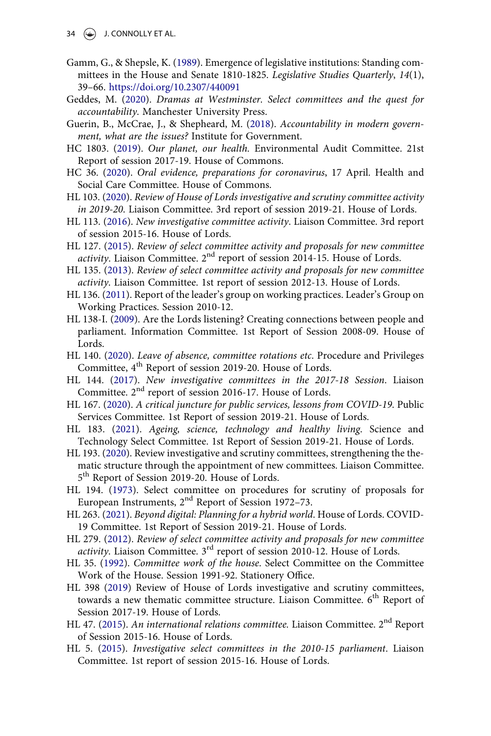Gamm, G., & Shepsle, K. (1989). Emergence of legislative institutions: Standing committees in the House and Senate 1810-1825. *Legislative Studies Quarterly*, *14*(1), 39–66. https://doi.org/10.2307/440091

Geddes, M. (2020). *Dramas at Westminster. Select committees and the quest for accountability*. Manchester University Press.

Guerin, B., McCrae, J., & Shepheard, M. (2018). *Accountability in modern government, what are the issues?* Institute for Government.

HC 1803. (2019). *Our planet, our health.* Environmental Audit Committee. 21st Report of session 2017-19. House of Commons.

HC 36. (2020). *Oral evidence, preparations for coronavirus*, 17 April. Health and Social Care Committee. House of Commons.

HL 103. (2020). *Review of House of Lords investigative and scrutiny committee activity in 2019-20.* Liaison Committee. 3rd report of session 2019-21. House of Lords.

HL 113. (2016). *New investigative committee activity*. Liaison Committee. 3rd report of session 2015-16. House of Lords.

HL 127. (2015). *Review of select committee activity and proposals for new committee activity*. Liaison Committee. 2nd report of session 2014-15. House of Lords.

HL 135. (2013). *Review of select committee activity and proposals for new committee activity*. Liaison Committee. 1st report of session 2012-13. House of Lords.

HL 136. (2011). Report of the leader's group on working practices. Leader's Group on Working Practices. Session 2010-12.

HL 138-I. (2009). Are the Lords listening? Creating connections between people and parliament. Information Committee. 1st Report of Session 2008-09. House of Lords.

HL 140. (2020). *Leave of absence, committee rotations etc*. Procedure and Privileges Committee, 4th Report of session 2019-20. House of Lords.

HL 144. (2017). *New investigative committees in the 2017-18 Session*. Liaison Committee. 2nd report of session 2016-17. House of Lords.

HL 167. (2020). *A critical juncture for public services, lessons from COVID-19*. Public Services Committee. 1st Report of session 2019-21. House of Lords.

HL 183. (2021). *Ageing, science, technology and healthy living*. Science and Technology Select Committee. 1st Report of Session 2019-21. House of Lords.

HL 193. (2020). Review investigative and scrutiny committees, strengthening the thematic structure through the appointment of new committees. Liaison Committee. 5th Report of Session 2019-20. House of Lords.

HL 194. (1973). Select committee on procedures for scrutiny of proposals for European Instruments, 2nd Report of Session 1972–73.

HL 263. (2021). *Beyond digital: Planning for a hybrid world*. House of Lords. COVID-19 Committee. 1st Report of Session 2019-21. House of Lords.

HL 279. (2012). *Review of select committee activity and proposals for new committee activity*. Liaison Committee. 3rd report of session 2010-12. House of Lords.

HL 35. (1992). *Committee work of the house*. Select Committee on the Committee Work of the House. Session 1991-92. Stationery Office.

HL 398 (2019) Review of House of Lords investigative and scrutiny committees, towards a new thematic committee structure. Liaison Committee. 6th Report of Session 2017-19. House of Lords.

HL 47. (2015). *An international relations committee.* Liaison Committee. 2nd Report of Session 2015-16. House of Lords.

HL 5. (2015). *Investigative select committees in the 2010-15 parliament*. Liaison Committee. 1st report of session 2015-16. House of Lords.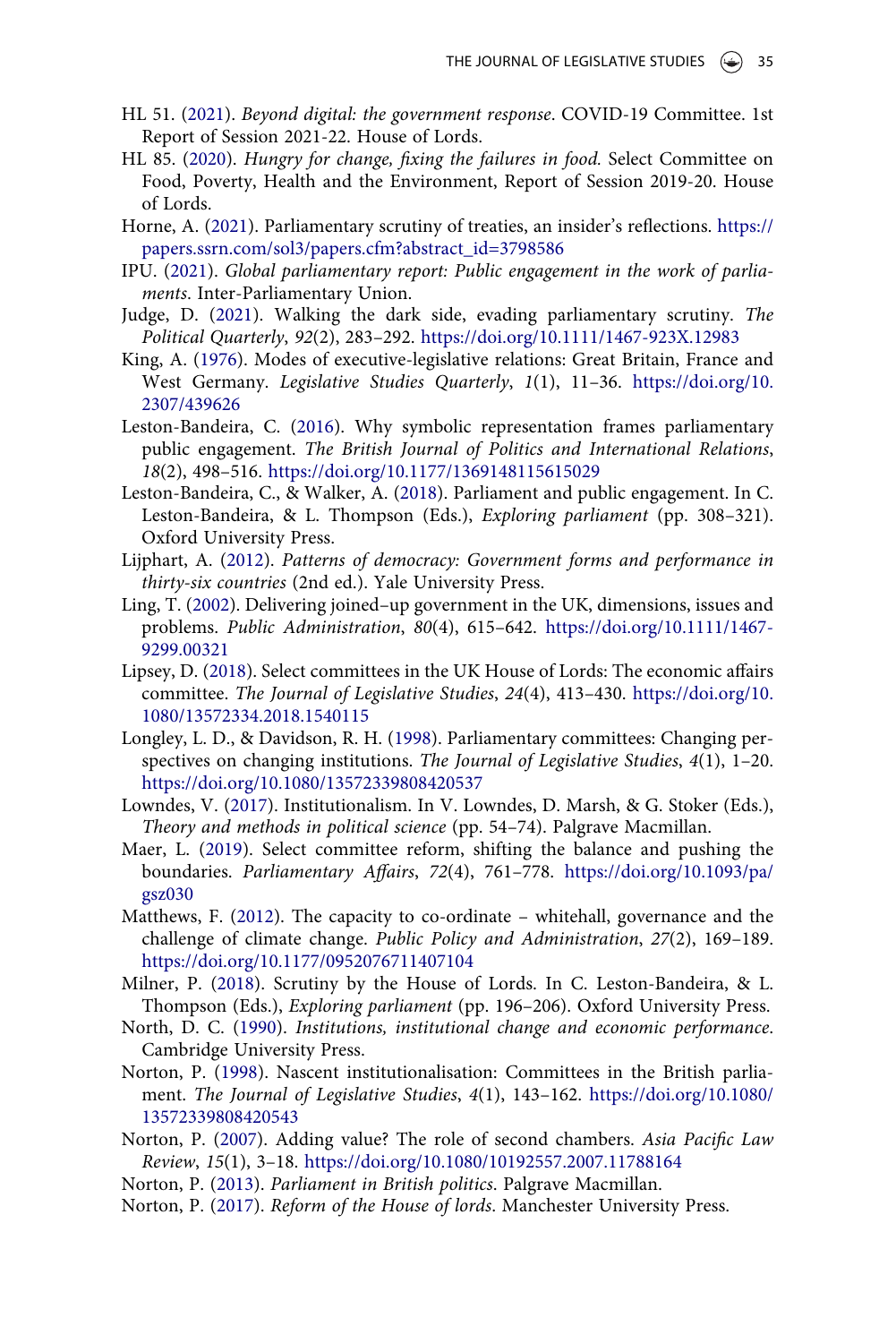HL 51. (2021). *Beyond digital: the government response*. COVID-19 Committee. 1st Report of Session 2021-22. House of Lords.

HL 85. (2020). *Hungry for change, fixing the failures in food.* Select Committee on Food, Poverty, Health and the Environment, Report of Session 2019-20. House of Lords.

Horne, A. (2021). Parliamentary scrutiny of treaties, an insider's reflections. https://papers.ssrn.com/sol3/papers.cfm?abstract_id=3798586

IPU. (2021). *Global parliamentary report: Public engagement in the work of parliaments*. Inter-Parliamentary Union.

Judge, D. (2021). Walking the dark side, evading parliamentary scrutiny. *The Political Quarterly*, *92*(2), 283–292. https://doi.org/10.1111/1467-923X.12983

King, A. (1976). Modes of executive-legislative relations: Great Britain, France and West Germany. *Legislative Studies Quarterly*, *1*(1), 11–36. https://doi.org/10.2307/439626

Leston-Bandeira, C. (2016). Why symbolic representation frames parliamentary public engagement. *The British Journal of Politics and International Relations*, *18*(2), 498–516. https://doi.org/10.1177/1369148115615029

Leston-Bandeira, C., & Walker, A. (2018). Parliament and public engagement. In C. Leston-Bandeira, & L. Thompson (Eds.), *Exploring parliament* (pp. 308–321). Oxford University Press.

Lijphart, A. (2012). *Patterns of democracy: Government forms and performance in thirty-six countries* (2nd ed.). Yale University Press.

Ling, T. (2002). Delivering joined–up government in the UK, dimensions, issues and problems. *Public Administration*, *80*(4), 615–642. https://doi.org/10.1111/1467-9299.00321

Lipsey, D. (2018). Select committees in the UK House of Lords: The economic affairs committee. *The Journal of Legislative Studies*, *24*(4), 413–430. https://doi.org/10.1080/13572334.2018.1540115

Longley, L. D., & Davidson, R. H. (1998). Parliamentary committees: Changing perspectives on changing institutions. *The Journal of Legislative Studies*, *4*(1), 1–20. https://doi.org/10.1080/13572339808420537

Lowndes, V. (2017). Institutionalism. In V. Lowndes, D. Marsh, & G. Stoker (Eds.), *Theory and methods in political science* (pp. 54–74). Palgrave Macmillan.

Maer, L. (2019). Select committee reform, shifting the balance and pushing the boundaries. *Parliamentary Affairs*, *72*(4), 761–778. https://doi.org/10.1093/pa/gsz030

Matthews, F. (2012). The capacity to co-ordinate – whitehall, governance and the challenge of climate change. *Public Policy and Administration*, *27*(2), 169–189. https://doi.org/10.1177/0952076711407104

Milner, P. (2018). Scrutiny by the House of Lords. In C. Leston-Bandeira, & L. Thompson (Eds.), *Exploring parliament* (pp. 196–206). Oxford University Press.

North, D. C. (1990). *Institutions, institutional change and economic performance.* Cambridge University Press.

Norton, P. (1998). Nascent institutionalisation: Committees in the British parliament. *The Journal of Legislative Studies*, *4*(1), 143–162. https://doi.org/10.1080/13572339808420543

Norton, P. (2007). Adding value? The role of second chambers. *Asia Pacific Law Review*, *15*(1), 3–18. https://doi.org/10.1080/10192557.2007.11788164

Norton, P. (2013). *Parliament in British politics*. Palgrave Macmillan.

Norton, P. (2017). *Reform of the House of lords*. Manchester University Press.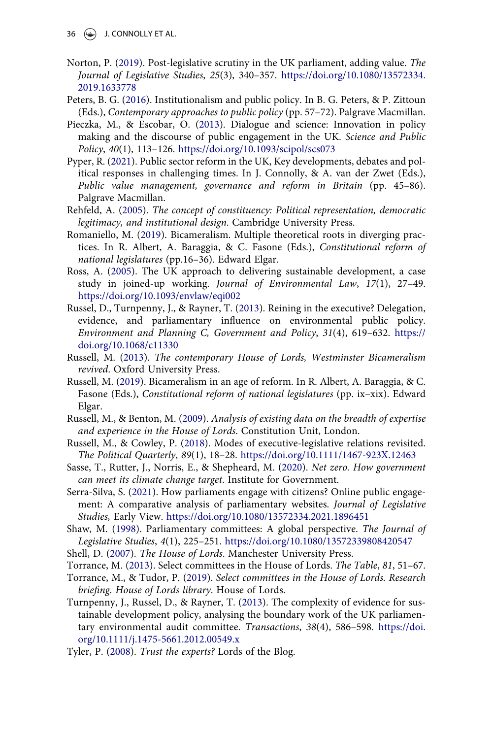Norton, P. (2019). Post-legislative scrutiny in the UK parliament, adding value. *The Journal of Legislative Studies*, *25*(3), 340–357. https://doi.org/10.1080/13572334.2019.1633778

Peters, B. G. (2016). Institutionalism and public policy. In B. G. Peters, & P. Zittoun (Eds.), *Contemporary approaches to public policy* (pp. 57–72). Palgrave Macmillan.

Pieczka, M., & Escobar, O. (2013). Dialogue and science: Innovation in policy making and the discourse of public engagement in the UK. *Science and Public Policy*, *40*(1), 113–126. https://doi.org/10.1093/scipol/scs073

Pyper, R. (2021). Public sector reform in the UK, Key developments, debates and political responses in challenging times. In J. Connolly, & A. van der Zwet (Eds.), *Public value management, governance and reform in Britain* (pp. 45–86). Palgrave Macmillan.

Rehfeld, A. (2005). *The concept of constituency: Political representation, democratic legitimacy, and institutional design*. Cambridge University Press.

Romaniello, M. (2019). Bicameralism. Multiple theoretical roots in diverging practices. In R. Albert, A. Baraggia, & C. Fasone (Eds.), *Constitutional reform of national legislatures* (pp.16–36). Edward Elgar.

Ross, A. (2005). The UK approach to delivering sustainable development, a case study in joined-up working. *Journal of Environmental Law*, *17*(1), 27–49. https://doi.org/10.1093/envlaw/eqi002

Russel, D., Turnpenny, J., & Rayner, T. (2013). Reining in the executive? Delegation, evidence, and parliamentary influence on environmental public policy. *Environment and Planning C, Government and Policy*, *31*(4), 619–632. https://doi.org/10.1068/c11330

Russell, M. (2013). *The contemporary House of Lords, Westminster Bicameralism revived*. Oxford University Press.

Russell, M. (2019). Bicameralism in an age of reform. In R. Albert, A. Baraggia, & C. Fasone (Eds.), *Constitutional reform of national legislatures* (pp. ix–xix). Edward Elgar.

Russell, M., & Benton, M. (2009). *Analysis of existing data on the breadth of expertise and experience in the House of Lords*. Constitution Unit, London.

Russell, M., & Cowley, P. (2018). Modes of executive-legislative relations revisited. *The Political Quarterly*, *89*(1), 18–28. https://doi.org/10.1111/1467-923X.12463

Sasse, T., Rutter, J., Norris, E., & Shepheard, M. (2020). *Net zero. How government can meet its climate change target*. Institute for Government.

Serra-Silva, S. (2021). How parliaments engage with citizens? Online public engagement: A comparative analysis of parliamentary websites. *Journal of Legislative Studies,* Early View. https://doi.org/10.1080/13572334.2021.1896451

Shaw, M. (1998). Parliamentary committees: A global perspective. *The Journal of Legislative Studies*, *4*(1), 225–251. https://doi.org/10.1080/13572339808420547

Shell, D. (2007). *The House of Lords*. Manchester University Press.

Torrance, M. (2013). Select committees in the House of Lords. *The Table*, *81*, 51–67.

Torrance, M., & Tudor, P. (2019). *Select committees in the House of Lords. Research briefing. House of Lords library*. House of Lords.

Turnpenny, J., Russel, D., & Rayner, T. (2013). The complexity of evidence for sustainable development policy, analysing the boundary work of the UK parliamentary environmental audit committee. *Transactions*, *38*(4), 586–598. https://doi.org/10.1111/j.1475-5661.2012.00549.x

Tyler, P. (2008). *Trust the experts?* Lords of the Blog.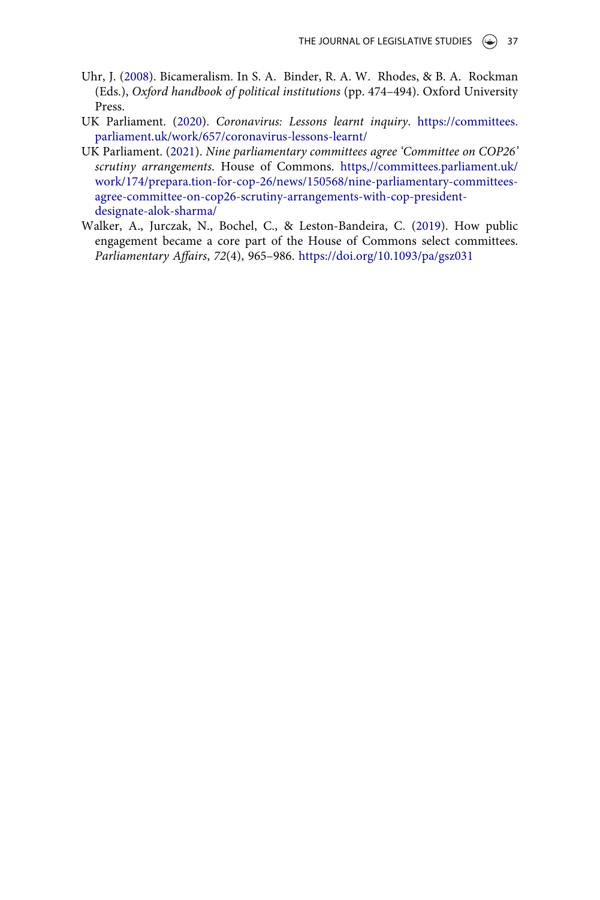Uhr, J. (2008). Bicameralism. In S. A. Binder, R. A. W. Rhodes, & B. A. Rockman (Eds.), *Oxford handbook of political institutions* (pp. 474–494). Oxford University Press.

UK Parliament. (2020). *Coronavirus: Lessons learnt inquiry*. https://committees.parliament.uk/work/657/coronavirus-lessons-learnt/

UK Parliament. (2021). *Nine parliamentary committees agree 'Committee on COP26' scrutiny arrangements*. House of Commons. https,//committees.parliament.uk/work/174/prepara.tion-for-cop-26/news/150568/nine-parliamentary-committees-agree-committee-on-cop26-scrutiny-arrangements-with-cop-president-designate-alok-sharma/

Walker, A., Jurczak, N., Bochel, C., & Leston-Bandeira, C. (2019). How public engagement became a core part of the House of Commons select committees. *Parliamentary Affairs*, *72*(4), 965–986. https://doi.org/10.1093/pa/gsz031